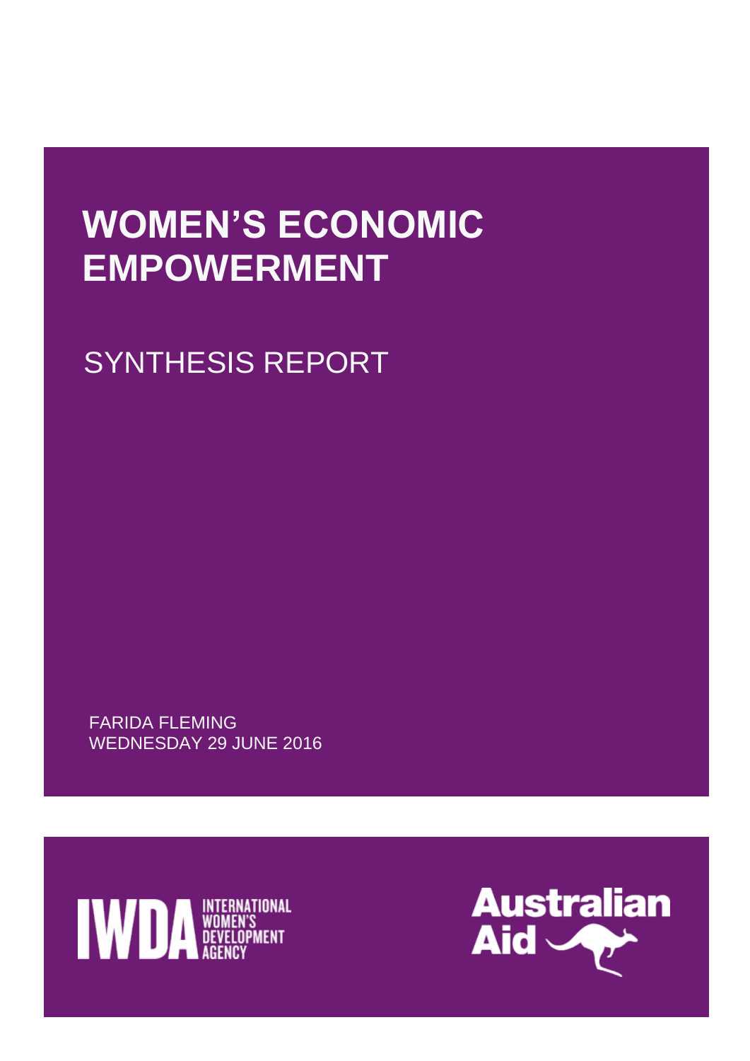# WOMEN'S ECONOMIC EMPOWERMENT

## SYNTHESIS REPORT

FARIDA FLEMING
WEDNESDAY 29 JUNE 2016

IWDA INTERNATIONAL WOMEN'S DEVELOPMENT AGENCY

Australian Aid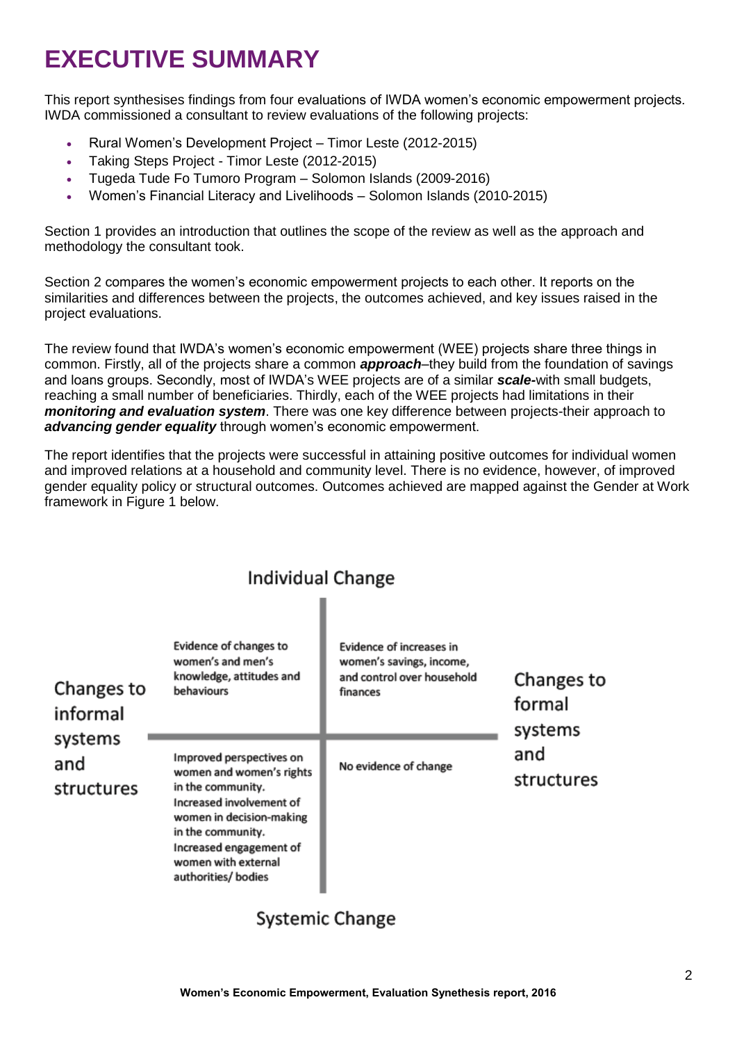# EXECUTIVE SUMMARY

This report synthesises findings from four evaluations of IWDA women's economic empowerment projects. IWDA commissioned a consultant to review evaluations of the following projects:

- Rural Women's Development Project – Timor Leste (2012-2015)
- Taking Steps Project - Timor Leste (2012-2015)
- Tugeda Tude Fo Tumoro Program – Solomon Islands (2009-2016)
- Women's Financial Literacy and Livelihoods – Solomon Islands (2010-2015)

Section 1 provides an introduction that outlines the scope of the review as well as the approach and methodology the consultant took.

Section 2 compares the women's economic empowerment projects to each other. It reports on the similarities and differences between the projects, the outcomes achieved, and key issues raised in the project evaluations.

The review found that IWDA's women's economic empowerment (WEE) projects share three things in common. Firstly, all of the projects share a common ***approach***–they build from the foundation of savings and loans groups. Secondly, most of IWDA's WEE projects are of a similar ***scale***-with small budgets, reaching a small number of beneficiaries. Thirdly, each of the WEE projects had limitations in their ***monitoring and evaluation system***. There was one key difference between projects-their approach to ***advancing gender equality*** through women's economic empowerment.

The report identifies that the projects were successful in attaining positive outcomes for individual women and improved relations at a household and community level. There is no evidence, however, of improved gender equality policy or structural outcomes. Outcomes achieved are mapped against the Gender at Work framework in Figure 1 below.

| | Changes to informal systems and structures | Changes to formal systems and structures |
|---|---|---|
| **Individual Change** | Evidence of changes to women's and men's knowledge, attitudes and behaviours | Evidence of increases in women's savings, income, and control over household finances |
| **Systemic Change** | Improved perspectives on women and women's rights in the community. Increased involvement of women in decision-making in the community. Increased engagement of women with external authorities/ bodies | No evidence of change |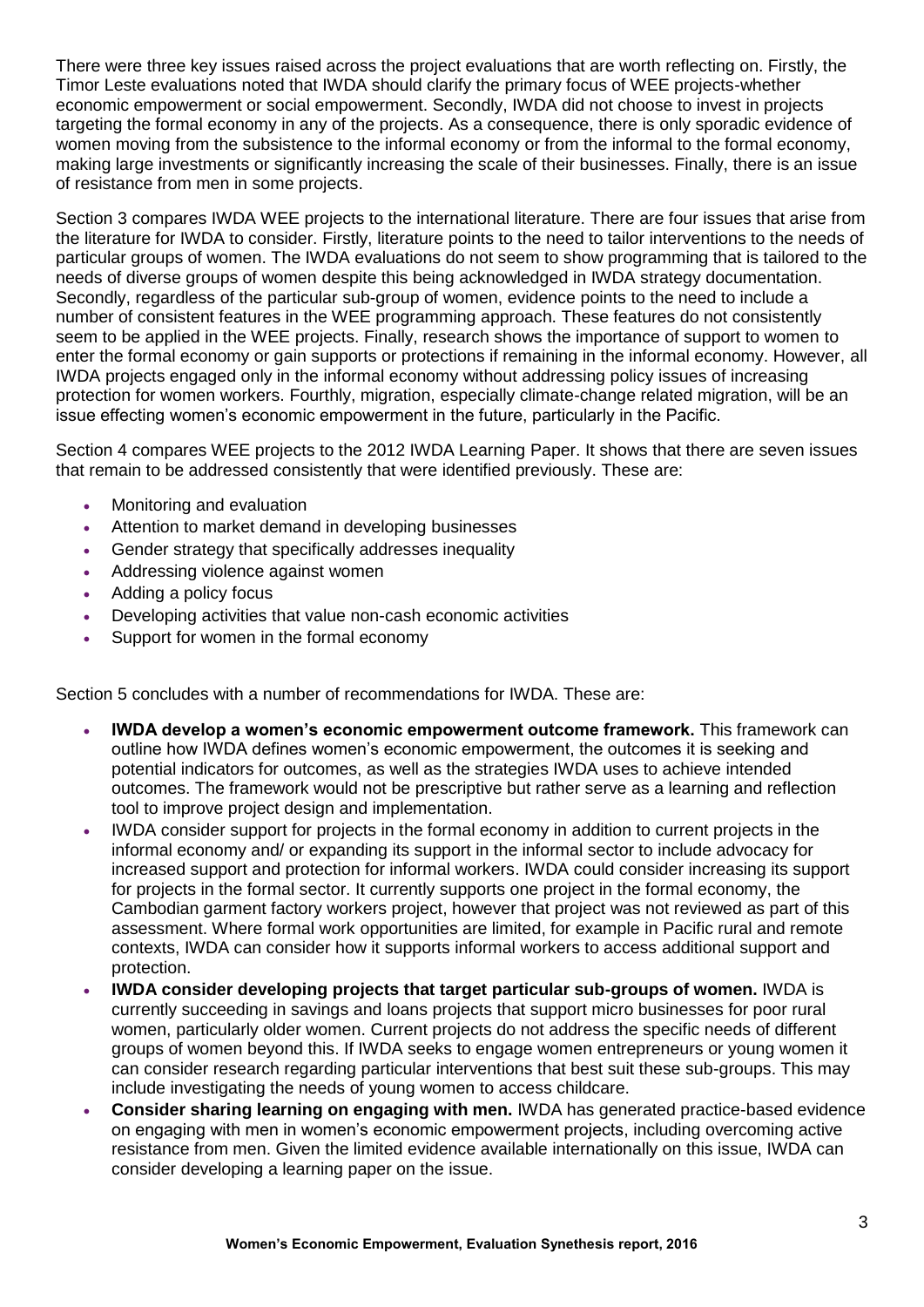There were three key issues raised across the project evaluations that are worth reflecting on. Firstly, the Timor Leste evaluations noted that IWDA should clarify the primary focus of WEE projects-whether economic empowerment or social empowerment. Secondly, IWDA did not choose to invest in projects targeting the formal economy in any of the projects. As a consequence, there is only sporadic evidence of women moving from the subsistence to the informal economy or from the informal to the formal economy, making large investments or significantly increasing the scale of their businesses. Finally, there is an issue of resistance from men in some projects.

Section 3 compares IWDA WEE projects to the international literature. There are four issues that arise from the literature for IWDA to consider. Firstly, literature points to the need to tailor interventions to the needs of particular groups of women. The IWDA evaluations do not seem to show programming that is tailored to the needs of diverse groups of women despite this being acknowledged in IWDA strategy documentation. Secondly, regardless of the particular sub-group of women, evidence points to the need to include a number of consistent features in the WEE programming approach. These features do not consistently seem to be applied in the WEE projects. Finally, research shows the importance of support to women to enter the formal economy or gain supports or protections if remaining in the informal economy. However, all IWDA projects engaged only in the informal economy without addressing policy issues of increasing protection for women workers. Fourthly, migration, especially climate-change related migration, will be an issue effecting women's economic empowerment in the future, particularly in the Pacific.

Section 4 compares WEE projects to the 2012 IWDA Learning Paper. It shows that there are seven issues that remain to be addressed consistently that were identified previously. These are:

- Monitoring and evaluation
- Attention to market demand in developing businesses
- Gender strategy that specifically addresses inequality
- Addressing violence against women
- Adding a policy focus
- Developing activities that value non-cash economic activities
- Support for women in the formal economy

Section 5 concludes with a number of recommendations for IWDA. These are:

- **IWDA develop a women's economic empowerment outcome framework.** This framework can outline how IWDA defines women's economic empowerment, the outcomes it is seeking and potential indicators for outcomes, as well as the strategies IWDA uses to achieve intended outcomes. The framework would not be prescriptive but rather serve as a learning and reflection tool to improve project design and implementation.
- IWDA consider support for projects in the formal economy in addition to current projects in the informal economy and/ or expanding its support in the informal sector to include advocacy for increased support and protection for informal workers. IWDA could consider increasing its support for projects in the formal sector. It currently supports one project in the formal economy, the Cambodian garment factory workers project, however that project was not reviewed as part of this assessment. Where formal work opportunities are limited, for example in Pacific rural and remote contexts, IWDA can consider how it supports informal workers to access additional support and protection.
- **IWDA consider developing projects that target particular sub-groups of women.** IWDA is currently succeeding in savings and loans projects that support micro businesses for poor rural women, particularly older women. Current projects do not address the specific needs of different groups of women beyond this. If IWDA seeks to engage women entrepreneurs or young women it can consider research regarding particular interventions that best suit these sub-groups. This may include investigating the needs of young women to access childcare.
- **Consider sharing learning on engaging with men.** IWDA has generated practice-based evidence on engaging with men in women's economic empowerment projects, including overcoming active resistance from men. Given the limited evidence available internationally on this issue, IWDA can consider developing a learning paper on the issue.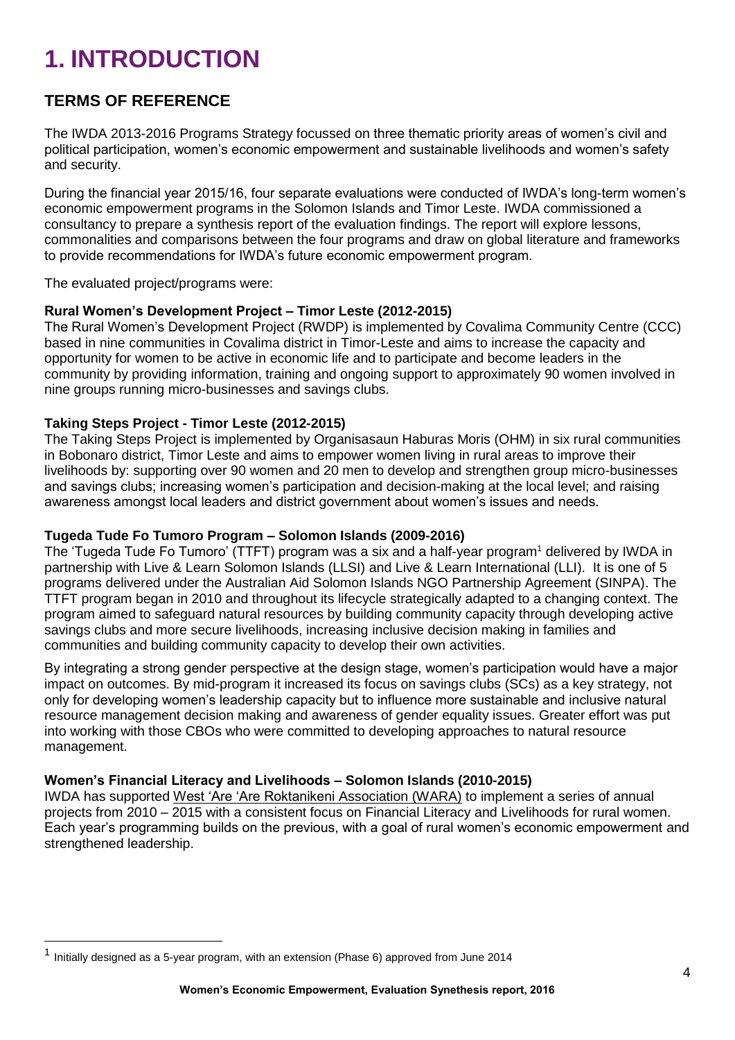# 1. INTRODUCTION

## TERMS OF REFERENCE

The IWDA 2013-2016 Programs Strategy focussed on three thematic priority areas of women's civil and political participation, women's economic empowerment and sustainable livelihoods and women's safety and security.

During the financial year 2015/16, four separate evaluations were conducted of IWDA's long-term women's economic empowerment programs in the Solomon Islands and Timor Leste. IWDA commissioned a consultancy to prepare a synthesis report of the evaluation findings. The report will explore lessons, commonalities and comparisons between the four programs and draw on global literature and frameworks to provide recommendations for IWDA's future economic empowerment program.

The evaluated project/programs were:

**Rural Women's Development Project – Timor Leste (2012-2015)**

The Rural Women's Development Project (RWDP) is implemented by Covalima Community Centre (CCC) based in nine communities in Covalima district in Timor-Leste and aims to increase the capacity and opportunity for women to be active in economic life and to participate and become leaders in the community by providing information, training and ongoing support to approximately 90 women involved in nine groups running micro-businesses and savings clubs.

**Taking Steps Project - Timor Leste (2012-2015)**

The Taking Steps Project is implemented by Organisasaun Haburas Moris (OHM) in six rural communities in Bobonaro district, Timor Leste and aims to empower women living in rural areas to improve their livelihoods by: supporting over 90 women and 20 men to develop and strengthen group micro-businesses and savings clubs; increasing women's participation and decision-making at the local level; and raising awareness amongst local leaders and district government about women's issues and needs.

**Tugeda Tude Fo Tumoro Program – Solomon Islands (2009-2016)**

The 'Tugeda Tude Fo Tumoro' (TTFT) program was a six and a half-year program[1] delivered by IWDA in partnership with Live & Learn Solomon Islands (LLSI) and Live & Learn International (LLI). It is one of 5 programs delivered under the Australian Aid Solomon Islands NGO Partnership Agreement (SINPA). The TTFT program began in 2010 and throughout its lifecycle strategically adapted to a changing context. The program aimed to safeguard natural resources by building community capacity through developing active savings clubs and more secure livelihoods, increasing inclusive decision making in families and communities and building community capacity to develop their own activities.

By integrating a strong gender perspective at the design stage, women's participation would have a major impact on outcomes. By mid-program it increased its focus on savings clubs (SCs) as a key strategy, not only for developing women's leadership capacity but to influence more sustainable and inclusive natural resource management decision making and awareness of gender equality issues. Greater effort was put into working with those CBOs who were committed to developing approaches to natural resource management.

**Women's Financial Literacy and Livelihoods – Solomon Islands (2010-2015)**

IWDA has supported West 'Are 'Are Roktanikeni Association (WARA) to implement a series of annual projects from 2010 – 2015 with a consistent focus on Financial Literacy and Livelihoods for rural women. Each year's programming builds on the previous, with a goal of rural women's economic empowerment and strengthened leadership.

---

[1] Initially designed as a 5-year program, with an extension (Phase 6) approved from June 2014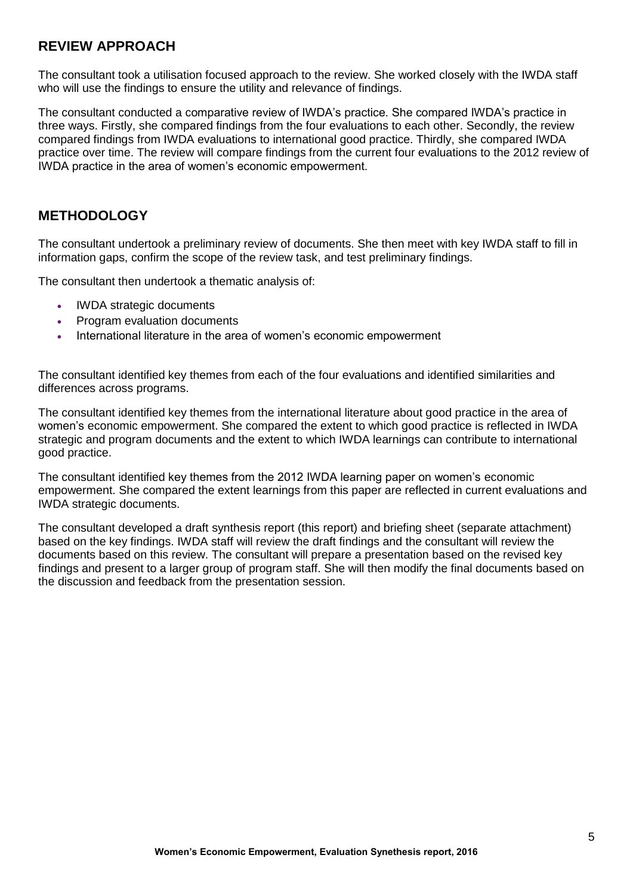## REVIEW APPROACH

The consultant took a utilisation focused approach to the review. She worked closely with the IWDA staff who will use the findings to ensure the utility and relevance of findings.

The consultant conducted a comparative review of IWDA's practice. She compared IWDA's practice in three ways. Firstly, she compared findings from the four evaluations to each other. Secondly, the review compared findings from IWDA evaluations to international good practice. Thirdly, she compared IWDA practice over time. The review will compare findings from the current four evaluations to the 2012 review of IWDA practice in the area of women's economic empowerment.

## METHODOLOGY

The consultant undertook a preliminary review of documents. She then meet with key IWDA staff to fill in information gaps, confirm the scope of the review task, and test preliminary findings.

The consultant then undertook a thematic analysis of:

- IWDA strategic documents
- Program evaluation documents
- International literature in the area of women's economic empowerment

The consultant identified key themes from each of the four evaluations and identified similarities and differences across programs.

The consultant identified key themes from the international literature about good practice in the area of women's economic empowerment. She compared the extent to which good practice is reflected in IWDA strategic and program documents and the extent to which IWDA learnings can contribute to international good practice.

The consultant identified key themes from the 2012 IWDA learning paper on women's economic empowerment. She compared the extent learnings from this paper are reflected in current evaluations and IWDA strategic documents.

The consultant developed a draft synthesis report (this report) and briefing sheet (separate attachment) based on the key findings. IWDA staff will review the draft findings and the consultant will review the documents based on this review. The consultant will prepare a presentation based on the revised key findings and present to a larger group of program staff. She will then modify the final documents based on the discussion and feedback from the presentation session.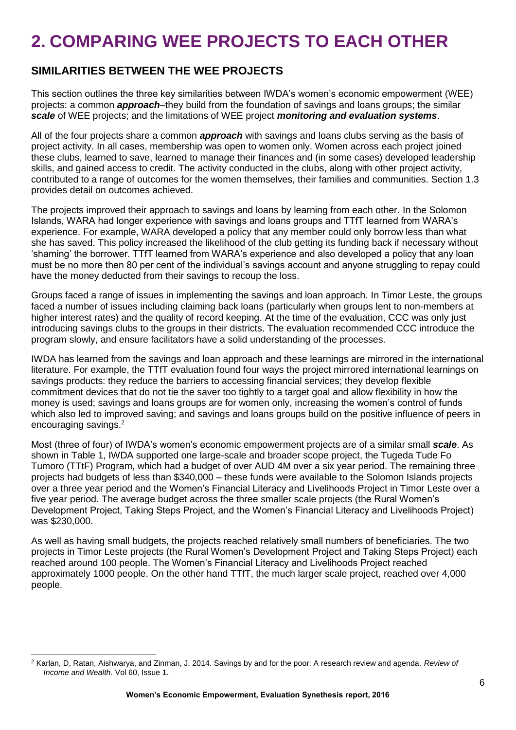# 2. COMPARING WEE PROJECTS TO EACH OTHER

## SIMILARITIES BETWEEN THE WEE PROJECTS

This section outlines the three key similarities between IWDA's women's economic empowerment (WEE) projects: a common ***approach***–they build from the foundation of savings and loans groups; the similar ***scale*** of WEE projects; and the limitations of WEE project ***monitoring and evaluation systems***.

All of the four projects share a common ***approach*** with savings and loans clubs serving as the basis of project activity. In all cases, membership was open to women only. Women across each project joined these clubs, learned to save, learned to manage their finances and (in some cases) developed leadership skills, and gained access to credit. The activity conducted in the clubs, along with other project activity, contributed to a range of outcomes for the women themselves, their families and communities. Section 1.3 provides detail on outcomes achieved.

The projects improved their approach to savings and loans by learning from each other. In the Solomon Islands, WARA had longer experience with savings and loans groups and TTfT learned from WARA's experience. For example, WARA developed a policy that any member could only borrow less than what she has saved. This policy increased the likelihood of the club getting its funding back if necessary without 'shaming' the borrower. TTfT learned from WARA's experience and also developed a policy that any loan must be no more then 80 per cent of the individual's savings account and anyone struggling to repay could have the money deducted from their savings to recoup the loss.

Groups faced a range of issues in implementing the savings and loan approach. In Timor Leste, the groups faced a number of issues including claiming back loans (particularly when groups lent to non-members at higher interest rates) and the quality of record keeping. At the time of the evaluation, CCC was only just introducing savings clubs to the groups in their districts. The evaluation recommended CCC introduce the program slowly, and ensure facilitators have a solid understanding of the processes.

IWDA has learned from the savings and loan approach and these learnings are mirrored in the international literature. For example, the TTfT evaluation found four ways the project mirrored international learnings on savings products: they reduce the barriers to accessing financial services; they develop flexible commitment devices that do not tie the saver too tightly to a target goal and allow flexibility in how the money is used; savings and loans groups are for women only, increasing the women's control of funds which also led to improved saving; and savings and loans groups build on the positive influence of peers in encouraging savings.[2]

Most (three of four) of IWDA's women's economic empowerment projects are of a similar small ***scale***. As shown in Table 1, IWDA supported one large-scale and broader scope project, the Tugeda Tude Fo Tumoro (TTtF) Program, which had a budget of over AUD 4M over a six year period. The remaining three projects had budgets of less than $340,000 – these funds were available to the Solomon Islands projects over a three year period and the Women's Financial Literacy and Livelihoods Project in Timor Leste over a five year period. The average budget across the three smaller scale projects (the Rural Women's Development Project, Taking Steps Project, and the Women's Financial Literacy and Livelihoods Project) was $230,000.

As well as having small budgets, the projects reached relatively small numbers of beneficiaries. The two projects in Timor Leste projects (the Rural Women's Development Project and Taking Steps Project) each reached around 100 people. The Women's Financial Literacy and Livelihoods Project reached approximately 1000 people. On the other hand TTfT, the much larger scale project, reached over 4,000 people.

[2] Karlan, D, Ratan, Aishwarya, and Zinman, J. 2014. Savings by and for the poor: A research review and agenda. *Review of Income and Wealth*. Vol 60, Issue 1.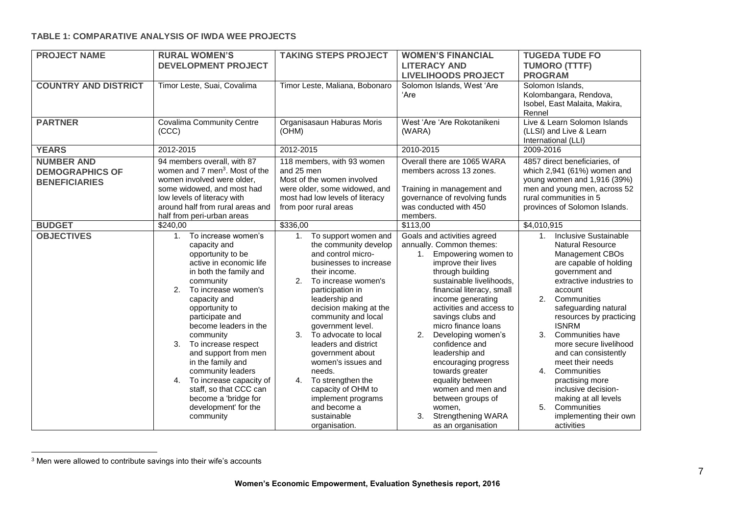**TABLE 1: COMPARATIVE ANALYSIS OF IWDA WEE PROJECTS**

| **PROJECT NAME** | **RURAL WOMEN'S DEVELOPMENT PROJECT** | **TAKING STEPS PROJECT** | **WOMEN'S FINANCIAL LITERACY AND LIVELIHOODS PROJECT** | **TUGEDA TUDE FO TUMORO (TTTF) PROGRAM** |
|---|---|---|---|---|
| **COUNTRY AND DISTRICT** | Timor Leste, Suai, Covalima | Timor Leste, Maliana, Bobonaro | Solomon Islands, West 'Are 'Are | Solomon Islands, Kolombangara, Rendova, Isobel, East Malaita, Makira, Rennel |
| **PARTNER** | Covalima Community Centre (CCC) | Organisasaun Haburas Moris (OHM) | West 'Are 'Are Rokotanikeni (WARA) | Live & Learn Solomon Islands (LLSI) and Live & Learn International (LLI) |
| **YEARS** | 2012-2015 | 2012-2015 | 2010-2015 | 2009-2016 |
| **NUMBER AND DEMOGRAPHICS OF BENEFICIARIES** | 94 members overall, with 87 women and 7 men[3]. Most of the women involved were older, some widowed, and most had low levels of literacy with around half from rural areas and half from peri-urban areas | 118 members, with 93 women and 25 men. Most of the women involved were older, some widowed, and most had low levels of literacy from poor rural areas | Overall there are 1065 WARA members across 13 zones. Training in management and governance of revolving funds was conducted with 450 members. | 4857 direct beneficiaries, of which 2,941 (61%) women and young women and 1,916 (39%) men and young men, across 52 rural communities in 5 provinces of Solomon Islands. |
| **BUDGET** | $240,00 | $336,00 | $113,00 | $4,010,915 |
| **OBJECTIVES** | 1. To increase women's capacity and opportunity to be active in economic life in both the family and community<br>2. To increase women's capacity and opportunity to participate and become leaders in the community<br>3. To increase respect and support from men in the family and community leaders<br>4. To increase capacity of staff, so that CCC can become a 'bridge for development' for the community | 1. To support women and the community develop and control micro-businesses to increase their income.<br>2. To increase women's participation in leadership and decision making at the community and local government level.<br>3. To advocate to local leaders and district government about women's issues and needs.<br>4. To strengthen the capacity of OHM to implement programs and become a sustainable organisation. | Goals and activities agreed annually. Common themes:<br>1. Empowering women to improve their lives through building sustainable livelihoods, financial literacy, small income generating activities and access to savings clubs and micro finance loans<br>2. Developing women's confidence and leadership and encouraging progress towards greater equality between women and men and between groups of women,<br>3. Strengthening WARA as an organisation | 1. Inclusive Sustainable Natural Resource Management CBOs are capable of holding government and extractive industries to account<br>2. Communities safeguarding natural resources by practicing ISNRM<br>3. Communities have more secure livelihood and can consistently meet their needs<br>4. Communities practising more inclusive decision-making at all levels<br>5. Communities implementing their own activities |

[3] Men were allowed to contribute savings into their wife's accounts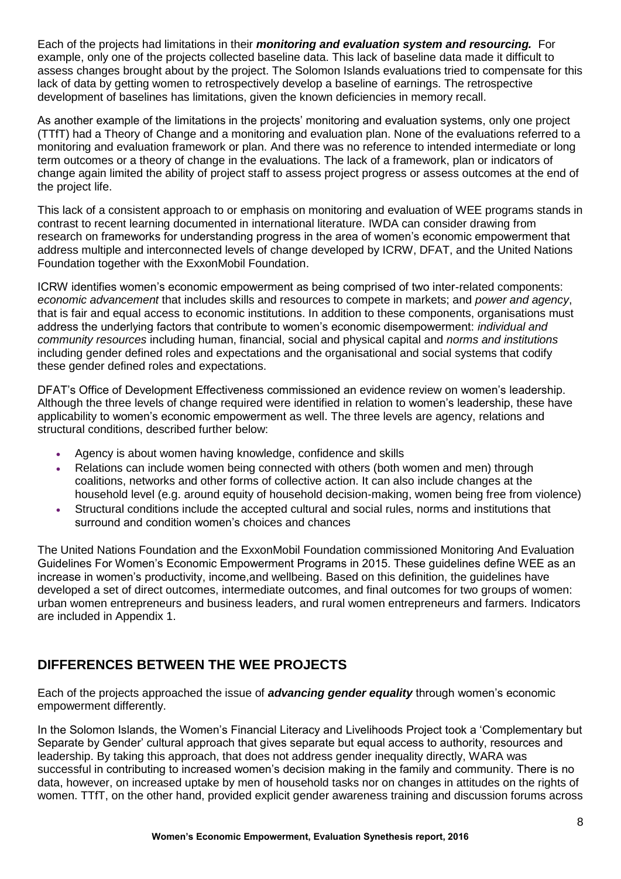Each of the projects had limitations in their ***monitoring and evaluation system and resourcing.*** For example, only one of the projects collected baseline data. This lack of baseline data made it difficult to assess changes brought about by the project. The Solomon Islands evaluations tried to compensate for this lack of data by getting women to retrospectively develop a baseline of earnings. The retrospective development of baselines has limitations, given the known deficiencies in memory recall.

As another example of the limitations in the projects' monitoring and evaluation systems, only one project (TTfT) had a Theory of Change and a monitoring and evaluation plan. None of the evaluations referred to a monitoring and evaluation framework or plan. And there was no reference to intended intermediate or long term outcomes or a theory of change in the evaluations. The lack of a framework, plan or indicators of change again limited the ability of project staff to assess project progress or assess outcomes at the end of the project life.

This lack of a consistent approach to or emphasis on monitoring and evaluation of WEE programs stands in contrast to recent learning documented in international literature. IWDA can consider drawing from research on frameworks for understanding progress in the area of women's economic empowerment that address multiple and interconnected levels of change developed by ICRW, DFAT, and the United Nations Foundation together with the ExxonMobil Foundation.

ICRW identifies women's economic empowerment as being comprised of two inter-related components: *economic advancement* that includes skills and resources to compete in markets; and *power and agency*, that is fair and equal access to economic institutions. In addition to these components, organisations must address the underlying factors that contribute to women's economic disempowerment: *individual and community resources* including human, financial, social and physical capital and *norms and institutions* including gender defined roles and expectations and the organisational and social systems that codify these gender defined roles and expectations.

DFAT's Office of Development Effectiveness commissioned an evidence review on women's leadership. Although the three levels of change required were identified in relation to women's leadership, these have applicability to women's economic empowerment as well. The three levels are agency, relations and structural conditions, described further below:

- Agency is about women having knowledge, confidence and skills
- Relations can include women being connected with others (both women and men) through coalitions, networks and other forms of collective action. It can also include changes at the household level (e.g. around equity of household decision-making, women being free from violence)
- Structural conditions include the accepted cultural and social rules, norms and institutions that surround and condition women's choices and chances

The United Nations Foundation and the ExxonMobil Foundation commissioned Monitoring And Evaluation Guidelines For Women's Economic Empowerment Programs in 2015. These guidelines define WEE as an increase in women's productivity, income,and wellbeing. Based on this definition, the guidelines have developed a set of direct outcomes, intermediate outcomes, and final outcomes for two groups of women: urban women entrepreneurs and business leaders, and rural women entrepreneurs and farmers. Indicators are included in Appendix 1.

## DIFFERENCES BETWEEN THE WEE PROJECTS

Each of the projects approached the issue of ***advancing gender equality*** through women's economic empowerment differently.

In the Solomon Islands, the Women's Financial Literacy and Livelihoods Project took a 'Complementary but Separate by Gender' cultural approach that gives separate but equal access to authority, resources and leadership. By taking this approach, that does not address gender inequality directly, WARA was successful in contributing to increased women's decision making in the family and community. There is no data, however, on increased uptake by men of household tasks nor on changes in attitudes on the rights of women. TTfT, on the other hand, provided explicit gender awareness training and discussion forums across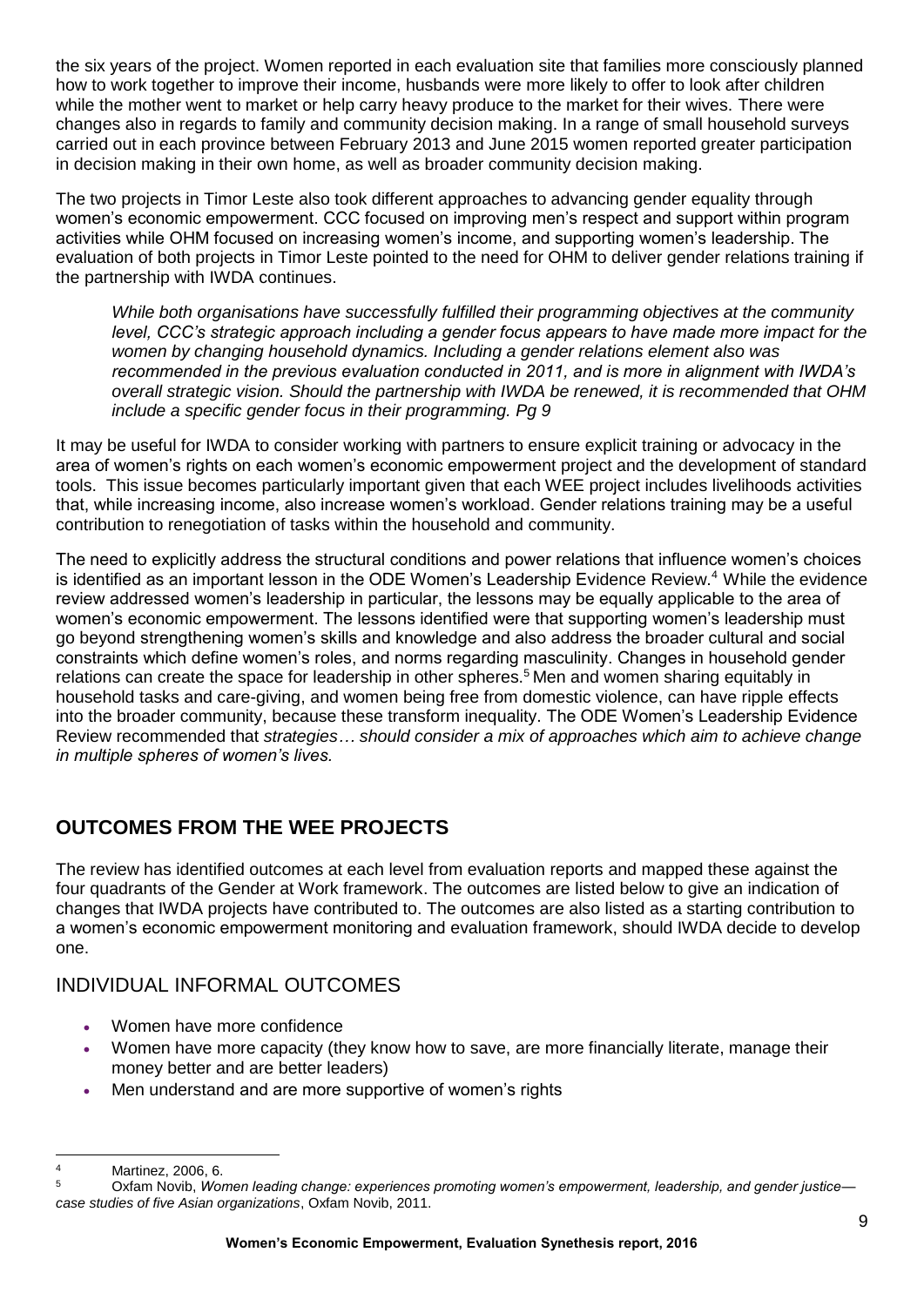the six years of the project. Women reported in each evaluation site that families more consciously planned how to work together to improve their income, husbands were more likely to offer to look after children while the mother went to market or help carry heavy produce to the market for their wives. There were changes also in regards to family and community decision making. In a range of small household surveys carried out in each province between February 2013 and June 2015 women reported greater participation in decision making in their own home, as well as broader community decision making.

The two projects in Timor Leste also took different approaches to advancing gender equality through women's economic empowerment. CCC focused on improving men's respect and support within program activities while OHM focused on increasing women's income, and supporting women's leadership. The evaluation of both projects in Timor Leste pointed to the need for OHM to deliver gender relations training if the partnership with IWDA continues.

> *While both organisations have successfully fulfilled their programming objectives at the community level, CCC's strategic approach including a gender focus appears to have made more impact for the women by changing household dynamics. Including a gender relations element also was recommended in the previous evaluation conducted in 2011, and is more in alignment with IWDA's overall strategic vision. Should the partnership with IWDA be renewed, it is recommended that OHM include a specific gender focus in their programming. Pg 9*

It may be useful for IWDA to consider working with partners to ensure explicit training or advocacy in the area of women's rights on each women's economic empowerment project and the development of standard tools. This issue becomes particularly important given that each WEE project includes livelihoods activities that, while increasing income, also increase women's workload. Gender relations training may be a useful contribution to renegotiation of tasks within the household and community.

The need to explicitly address the structural conditions and power relations that influence women's choices is identified as an important lesson in the ODE Women's Leadership Evidence Review.[4] While the evidence review addressed women's leadership in particular, the lessons may be equally applicable to the area of women's economic empowerment. The lessons identified were that supporting women's leadership must go beyond strengthening women's skills and knowledge and also address the broader cultural and social constraints which define women's roles, and norms regarding masculinity. Changes in household gender relations can create the space for leadership in other spheres.[5] Men and women sharing equitably in household tasks and care-giving, and women being free from domestic violence, can have ripple effects into the broader community, because these transform inequality. The ODE Women's Leadership Evidence Review recommended that *strategies… should consider a mix of approaches which aim to achieve change in multiple spheres of women's lives.*

## OUTCOMES FROM THE WEE PROJECTS

The review has identified outcomes at each level from evaluation reports and mapped these against the four quadrants of the Gender at Work framework. The outcomes are listed below to give an indication of changes that IWDA projects have contributed to. The outcomes are also listed as a starting contribution to a women's economic empowerment monitoring and evaluation framework, should IWDA decide to develop one.

### INDIVIDUAL INFORMAL OUTCOMES

- Women have more confidence
- Women have more capacity (they know how to save, are more financially literate, manage their money better and are better leaders)
- Men understand and are more supportive of women's rights

---

[4] Martinez, 2006, 6.

[5] Oxfam Novib, *Women leading change: experiences promoting women's empowerment, leadership, and gender justice—case studies of five Asian organizations*, Oxfam Novib, 2011.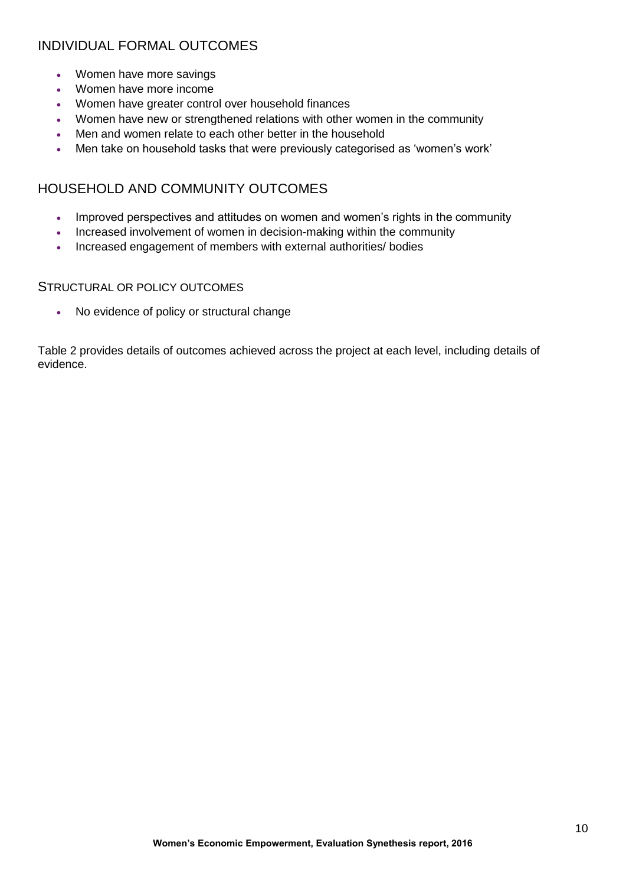## INDIVIDUAL FORMAL OUTCOMES

- Women have more savings
- Women have more income
- Women have greater control over household finances
- Women have new or strengthened relations with other women in the community
- Men and women relate to each other better in the household
- Men take on household tasks that were previously categorised as 'women's work'

## HOUSEHOLD AND COMMUNITY OUTCOMES

- Improved perspectives and attitudes on women and women's rights in the community
- Increased involvement of women in decision-making within the community
- Increased engagement of members with external authorities/ bodies

### STRUCTURAL OR POLICY OUTCOMES

- No evidence of policy or structural change

Table 2 provides details of outcomes achieved across the project at each level, including details of evidence.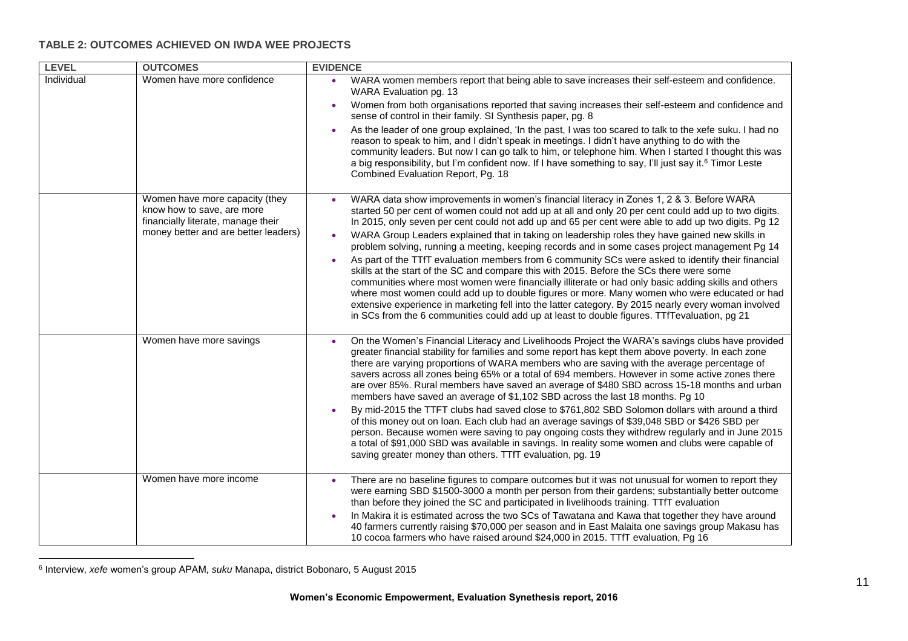**TABLE 2: OUTCOMES ACHIEVED ON IWDA WEE PROJECTS**

| LEVEL | OUTCOMES | EVIDENCE |
|---|---|---|
| Individual | Women have more confidence | • WARA women members report that being able to save increases their self-esteem and confidence. WARA Evaluation pg. 13<br>• Women from both organisations reported that saving increases their self-esteem and confidence and sense of control in their family. SI Synthesis paper, pg. 8<br>• As the leader of one group explained, 'In the past, I was too scared to talk to the xefe suku. I had no reason to speak to him, and I didn't speak in meetings. I didn't have anything to do with the community leaders. But now I can go talk to him, or telephone him. When I started I thought this was a big responsibility, but I'm confident now. If I have something to say, I'll just say it.[6] Timor Leste Combined Evaluation Report, Pg. 18 |
| | Women have more capacity (they know how to save, are more financially literate, manage their money better and are better leaders) | • WARA data show improvements in women's financial literacy in Zones 1, 2 & 3. Before WARA started 50 per cent of women could not add up at all and only 20 per cent could add up to two digits. In 2015, only seven per cent could not add up and 65 per cent were able to add up two digits. Pg 12<br>• WARA Group Leaders explained that in taking on leadership roles they have gained new skills in problem solving, running a meeting, keeping records and in some cases project management Pg 14<br>• As part of the TTfT evaluation members from 6 community SCs were asked to identify their financial skills at the start of the SC and compare this with 2015. Before the SCs there were some communities where most women were financially illiterate or had only basic adding skills and others where most women could add up to double figures or more. Many women who were educated or had extensive experience in marketing fell into the latter category. By 2015 nearly every woman involved in SCs from the 6 communities could add up at least to double figures. TTfTevaluation, pg 21 |
| | Women have more savings | • On the Women's Financial Literacy and Livelihoods Project the WARA's savings clubs have provided greater financial stability for families and some report has kept them above poverty. In each zone there are varying proportions of WARA members who are saving with the average percentage of savers across all zones being 65% or a total of 694 members. However in some active zones there are over 85%. Rural members have saved an average of $480 SBD across 15-18 months and urban members have saved an average of $1,102 SBD across the last 18 months. Pg 10<br>• By mid-2015 the TTFT clubs had saved close to $761,802 SBD Solomon dollars with around a third of this money out on loan. Each club had an average savings of $39,048 SBD or $426 SBD per person. Because women were saving to pay ongoing costs they withdrew regularly and in June 2015 a total of $91,000 SBD was available in savings. In reality some women and clubs were capable of saving greater money than others. TTfT evaluation, pg. 19 |
| | Women have more income | • There are no baseline figures to compare outcomes but it was not unusual for women to report they were earning SBD $1500-3000 a month per person from their gardens; substantially better outcome than before they joined the SC and participated in livelihoods training. TTfT evaluation<br>• In Makira it is estimated across the two SCs of Tawatana and Kawa that together they have around 40 farmers currently raising $70,000 per season and in East Malaita one savings group Makasu has 10 cocoa farmers who have raised around $24,000 in 2015. TTfT evaluation, Pg 16 |

[6] Interview, *xefe* women's group APAM, *suku* Manapa, district Bobonaro, 5 August 2015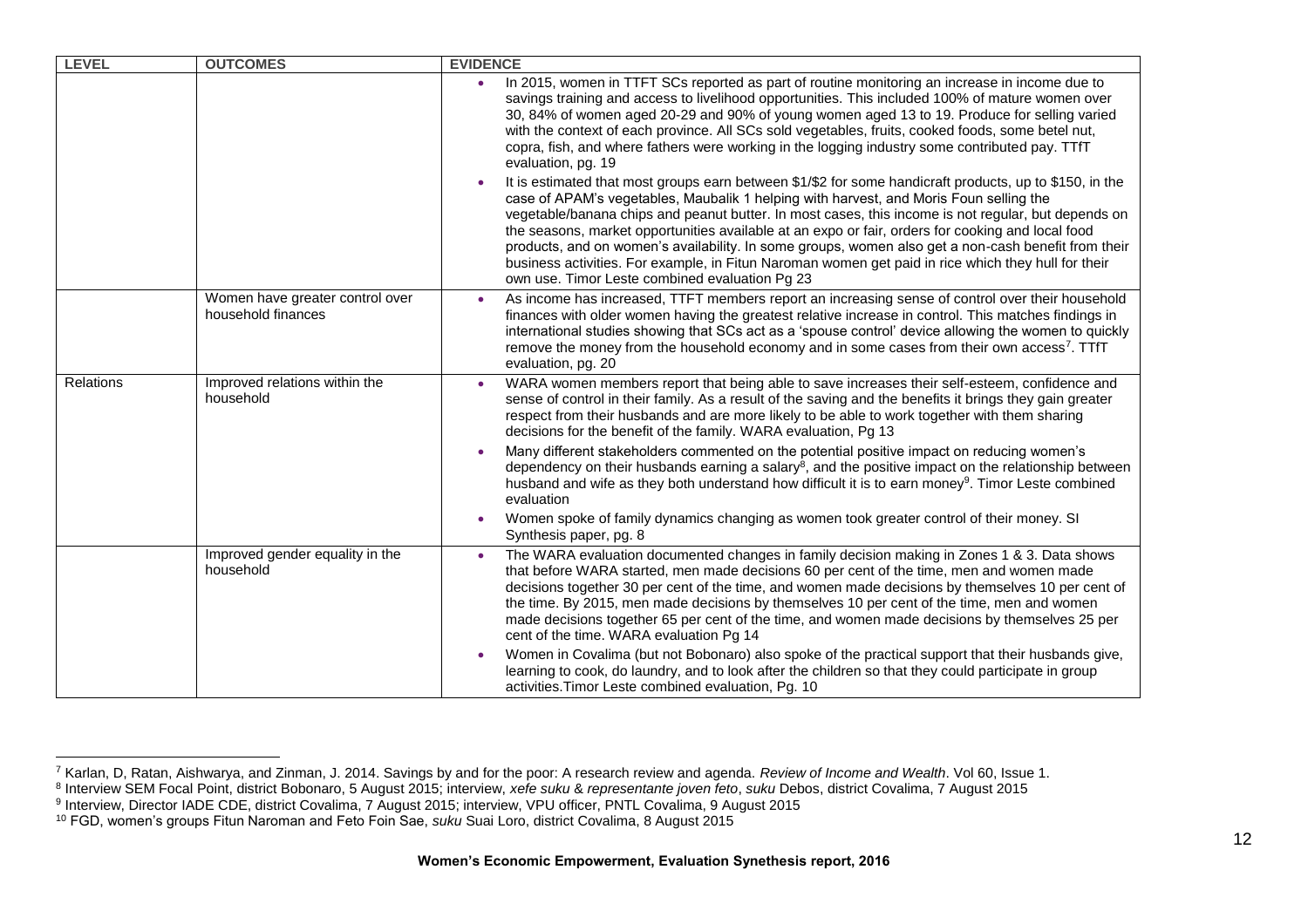| LEVEL | OUTCOMES | EVIDENCE |
|---|---|---|
| | | • In 2015, women in TTFT SCs reported as part of routine monitoring an increase in income due to savings training and access to livelihood opportunities. This included 100% of mature women over 30, 84% of women aged 20-29 and 90% of young women aged 13 to 19. Produce for selling varied with the context of each province. All SCs sold vegetables, fruits, cooked foods, some betel nut, copra, fish, and where fathers were working in the logging industry some contributed pay. TTfT evaluation, pg. 19<br>• It is estimated that most groups earn between $1/$2 for some handicraft products, up to $150, in the case of APAM's vegetables, Maubalik 1 helping with harvest, and Moris Foun selling the vegetable/banana chips and peanut butter. In most cases, this income is not regular, but depends on the seasons, market opportunities available at an expo or fair, orders for cooking and local food products, and on women's availability. In some groups, women also get a non-cash benefit from their business activities. For example, in Fitun Naroman women get paid in rice which they hull for their own use. Timor Leste combined evaluation Pg 23 |
| | Women have greater control over household finances | • As income has increased, TTFT members report an increasing sense of control over their household finances with older women having the greatest relative increase in control. This matches findings in international studies showing that SCs act as a 'spouse control' device allowing the women to quickly remove the money from the household economy and in some cases from their own access[7]. TTfT evaluation, pg. 20 |
| Relations | Improved relations within the household | • WARA women members report that being able to save increases their self-esteem, confidence and sense of control in their family. As a result of the saving and the benefits it brings they gain greater respect from their husbands and are more likely to be able to work together with them sharing decisions for the benefit of the family. WARA evaluation, Pg 13<br>• Many different stakeholders commented on the potential positive impact on reducing women's dependency on their husbands earning a salary[8], and the positive impact on the relationship between husband and wife as they both understand how difficult it is to earn money[9]. Timor Leste combined evaluation<br>• Women spoke of family dynamics changing as women took greater control of their money. SI Synthesis paper, pg. 8 |
| | Improved gender equality in the household | • The WARA evaluation documented changes in family decision making in Zones 1 & 3. Data shows that before WARA started, men made decisions 60 per cent of the time, men and women made decisions together 30 per cent of the time, and women made decisions by themselves 10 per cent of the time. By 2015, men made decisions by themselves 10 per cent of the time, men and women made decisions together 65 per cent of the time, and women made decisions by themselves 25 per cent of the time. WARA evaluation Pg 14<br>• Women in Covalima (but not Bobonaro) also spoke of the practical support that their husbands give, learning to cook, do laundry, and to look after the children so that they could participate in group activities.Timor Leste combined evaluation, Pg. 10 |

[7] Karlan, D, Ratan, Aishwarya, and Zinman, J. 2014. Savings by and for the poor: A research review and agenda. *Review of Income and Wealth*. Vol 60, Issue 1.

[8] Interview SEM Focal Point, district Bobonaro, 5 August 2015; interview, *xefe suku* & *representante joven feto*, *suku* Debos, district Covalima, 7 August 2015

[9] Interview, Director IADE CDE, district Covalima, 7 August 2015; interview, VPU officer, PNTL Covalima, 9 August 2015

[10] FGD, women's groups Fitun Naroman and Feto Foin Sae, *suku* Suai Loro, district Covalima, 8 August 2015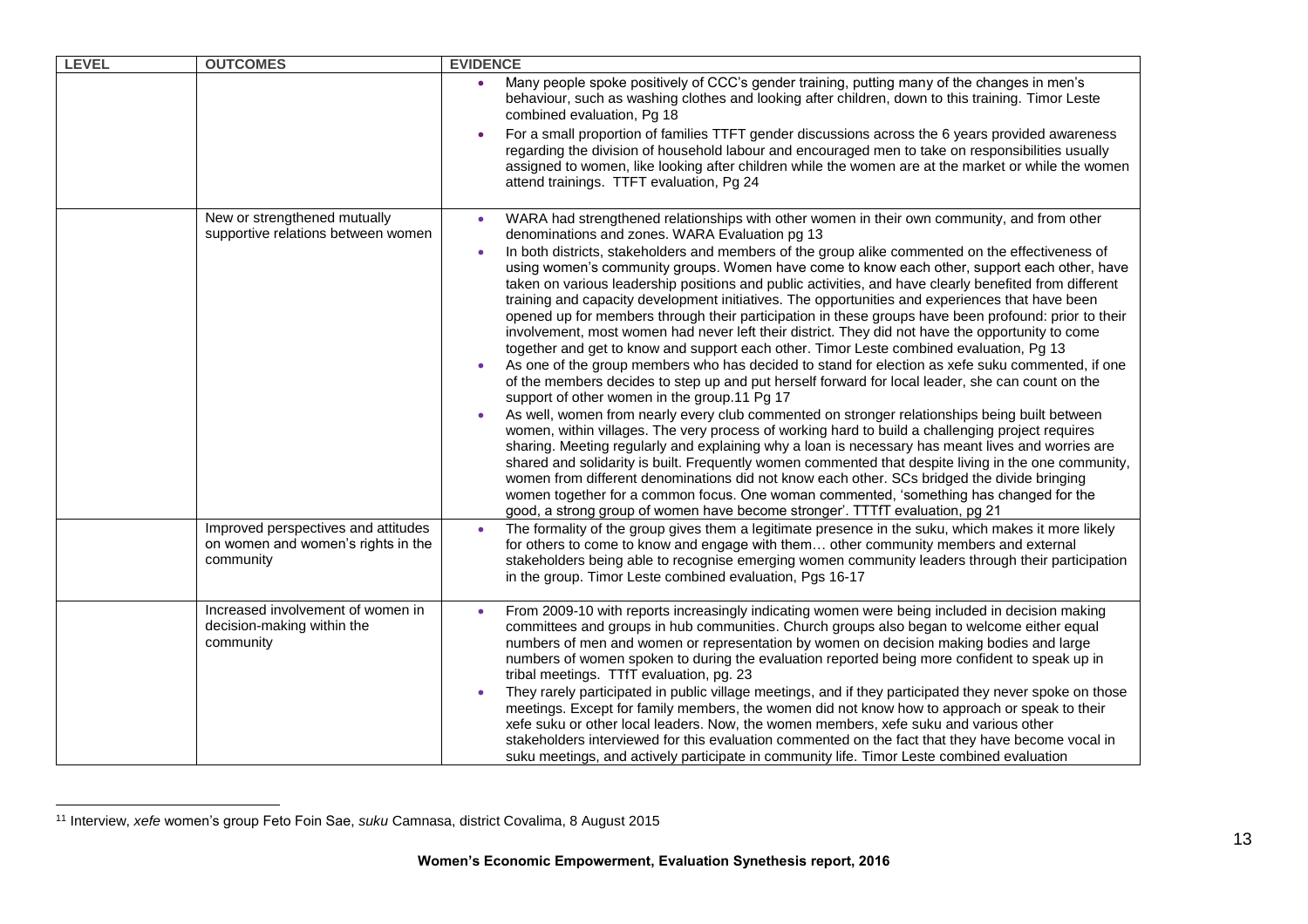| LEVEL | OUTCOMES | EVIDENCE |
|---|---|---|
| | | • Many people spoke positively of CCC's gender training, putting many of the changes in men's behaviour, such as washing clothes and looking after children, down to this training. Timor Leste combined evaluation, Pg 18<br>• For a small proportion of families TTFT gender discussions across the 6 years provided awareness regarding the division of household labour and encouraged men to take on responsibilities usually assigned to women, like looking after children while the women are at the market or while the women attend trainings. TTFT evaluation, Pg 24 |
| | New or strengthened mutually supportive relations between women | • WARA had strengthened relationships with other women in their own community, and from other denominations and zones. WARA Evaluation pg 13<br>• In both districts, stakeholders and members of the group alike commented on the effectiveness of using women's community groups. Women have come to know each other, support each other, have taken on various leadership positions and public activities, and have clearly benefited from different training and capacity development initiatives. The opportunities and experiences that have been opened up for members through their participation in these groups have been profound: prior to their involvement, most women had never left their district. They did not have the opportunity to come together and get to know and support each other. Timor Leste combined evaluation, Pg 13<br>• As one of the group members who has decided to stand for election as xefe suku commented, if one of the members decides to step up and put herself forward for local leader, she can count on the support of other women in the group.[11] Pg 17<br>• As well, women from nearly every club commented on stronger relationships being built between women, within villages. The very process of working hard to build a challenging project requires sharing. Meeting regularly and explaining why a loan is necessary has meant lives and worries are shared and solidarity is built. Frequently women commented that despite living in the one community, women from different denominations did not know each other. SCs bridged the divide bringing women together for a common focus. One woman commented, 'something has changed for the good, a strong group of women have become stronger'. TTTfT evaluation, pg 21 |
| | Improved perspectives and attitudes on women and women's rights in the community | • The formality of the group gives them a legitimate presence in the suku, which makes it more likely for others to come to know and engage with them… other community members and external stakeholders being able to recognise emerging women community leaders through their participation in the group. Timor Leste combined evaluation, Pgs 16-17 |
| | Increased involvement of women in decision-making within the community | • From 2009-10 with reports increasingly indicating women were being included in decision making committees and groups in hub communities. Church groups also began to welcome either equal numbers of men and women or representation by women on decision making bodies and large numbers of women spoken to during the evaluation reported being more confident to speak up in tribal meetings. TTfT evaluation, pg. 23<br>• They rarely participated in public village meetings, and if they participated they never spoke on those meetings. Except for family members, the women did not know how to approach or speak to their xefe suku or other local leaders. Now, the women members, xefe suku and various other stakeholders interviewed for this evaluation commented on the fact that they have become vocal in suku meetings, and actively participate in community life. Timor Leste combined evaluation |

[11] Interview, *xefe* women's group Feto Foin Sae, *suku* Camnasa, district Covalima, 8 August 2015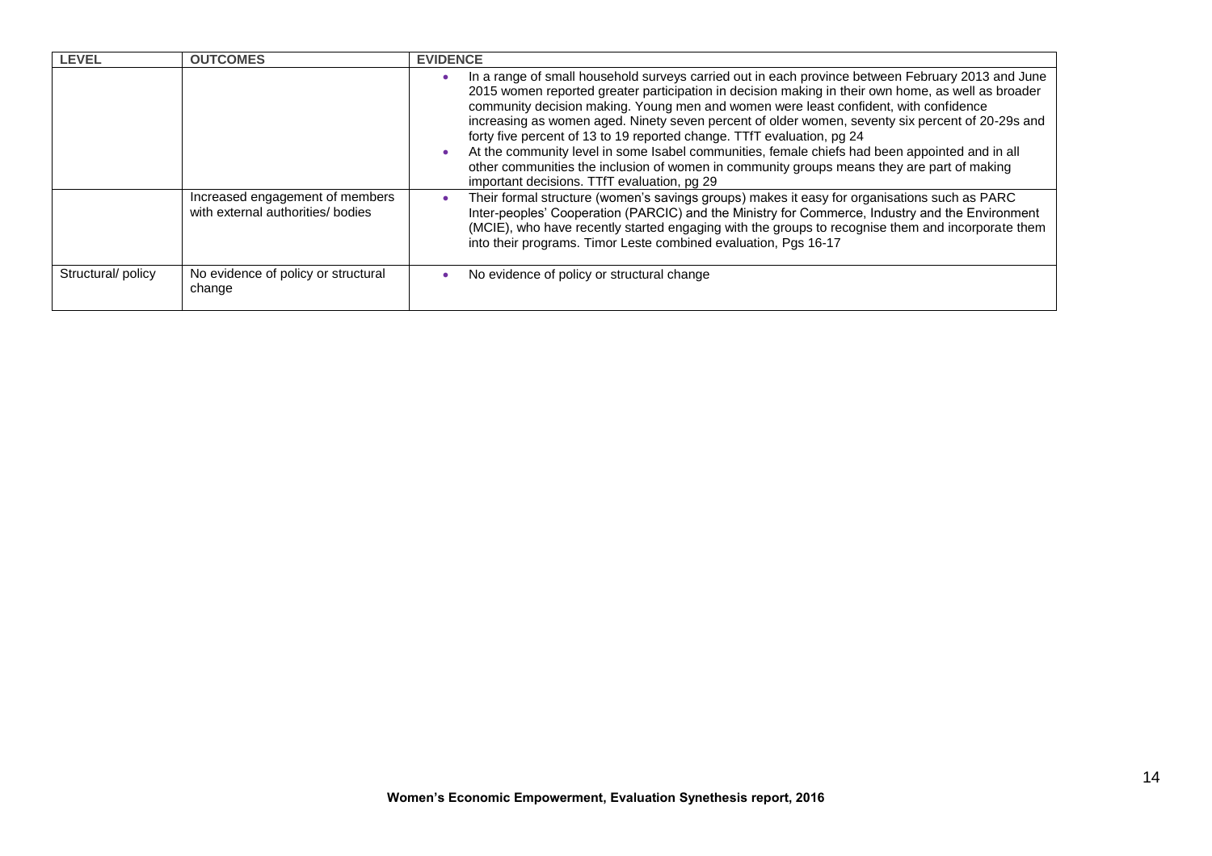| LEVEL | OUTCOMES | EVIDENCE |
|---|---|---|
| | | • In a range of small household surveys carried out in each province between February 2013 and June 2015 women reported greater participation in decision making in their own home, as well as broader community decision making. Young men and women were least confident, with confidence increasing as women aged. Ninety seven percent of older women, seventy six percent of 20-29s and forty five percent of 13 to 19 reported change. TTfT evaluation, pg 24<br>• At the community level in some Isabel communities, female chiefs had been appointed and in all other communities the inclusion of women in community groups means they are part of making important decisions. TTfT evaluation, pg 29 |
| | Increased engagement of members with external authorities/ bodies | • Their formal structure (women's savings groups) makes it easy for organisations such as PARC Inter-peoples' Cooperation (PARCIC) and the Ministry for Commerce, Industry and the Environment (MCIE), who have recently started engaging with the groups to recognise them and incorporate them into their programs. Timor Leste combined evaluation, Pgs 16-17 |
| Structural/ policy | No evidence of policy or structural change | • No evidence of policy or structural change |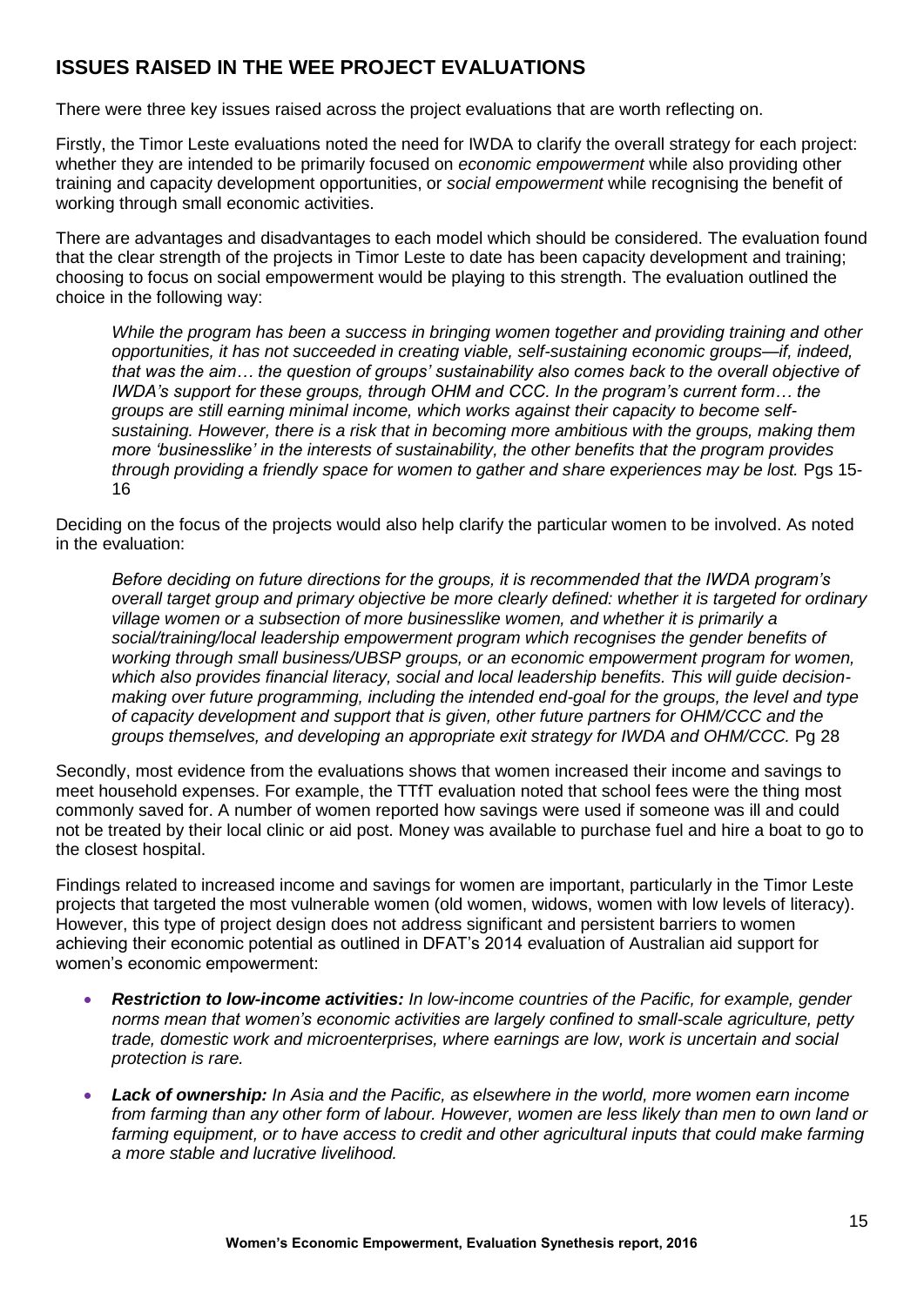## ISSUES RAISED IN THE WEE PROJECT EVALUATIONS

There were three key issues raised across the project evaluations that are worth reflecting on.

Firstly, the Timor Leste evaluations noted the need for IWDA to clarify the overall strategy for each project: whether they are intended to be primarily focused on *economic empowerment* while also providing other training and capacity development opportunities, or *social empowerment* while recognising the benefit of working through small economic activities.

There are advantages and disadvantages to each model which should be considered. The evaluation found that the clear strength of the projects in Timor Leste to date has been capacity development and training; choosing to focus on social empowerment would be playing to this strength. The evaluation outlined the choice in the following way:

> *While the program has been a success in bringing women together and providing training and other opportunities, it has not succeeded in creating viable, self-sustaining economic groups—if, indeed, that was the aim… the question of groups' sustainability also comes back to the overall objective of IWDA's support for these groups, through OHM and CCC. In the program's current form… the groups are still earning minimal income, which works against their capacity to become self-sustaining. However, there is a risk that in becoming more ambitious with the groups, making them more 'businesslike' in the interests of sustainability, the other benefits that the program provides through providing a friendly space for women to gather and share experiences may be lost.* Pgs 15-16

Deciding on the focus of the projects would also help clarify the particular women to be involved. As noted in the evaluation:

> *Before deciding on future directions for the groups, it is recommended that the IWDA program's overall target group and primary objective be more clearly defined: whether it is targeted for ordinary village women or a subsection of more businesslike women, and whether it is primarily a social/training/local leadership empowerment program which recognises the gender benefits of working through small business/UBSP groups, or an economic empowerment program for women, which also provides financial literacy, social and local leadership benefits. This will guide decision-making over future programming, including the intended end-goal for the groups, the level and type of capacity development and support that is given, other future partners for OHM/CCC and the groups themselves, and developing an appropriate exit strategy for IWDA and OHM/CCC.* Pg 28

Secondly, most evidence from the evaluations shows that women increased their income and savings to meet household expenses. For example, the TTfT evaluation noted that school fees were the thing most commonly saved for. A number of women reported how savings were used if someone was ill and could not be treated by their local clinic or aid post. Money was available to purchase fuel and hire a boat to go to the closest hospital.

Findings related to increased income and savings for women are important, particularly in the Timor Leste projects that targeted the most vulnerable women (old women, widows, women with low levels of literacy). However, this type of project design does not address significant and persistent barriers to women achieving their economic potential as outlined in DFAT's 2014 evaluation of Australian aid support for women's economic empowerment:

- ***Restriction to low-income activities:*** *In low-income countries of the Pacific, for example, gender norms mean that women's economic activities are largely confined to small-scale agriculture, petty trade, domestic work and microenterprises, where earnings are low, work is uncertain and social protection is rare.*
- ***Lack of ownership:*** *In Asia and the Pacific, as elsewhere in the world, more women earn income from farming than any other form of labour. However, women are less likely than men to own land or farming equipment, or to have access to credit and other agricultural inputs that could make farming a more stable and lucrative livelihood.*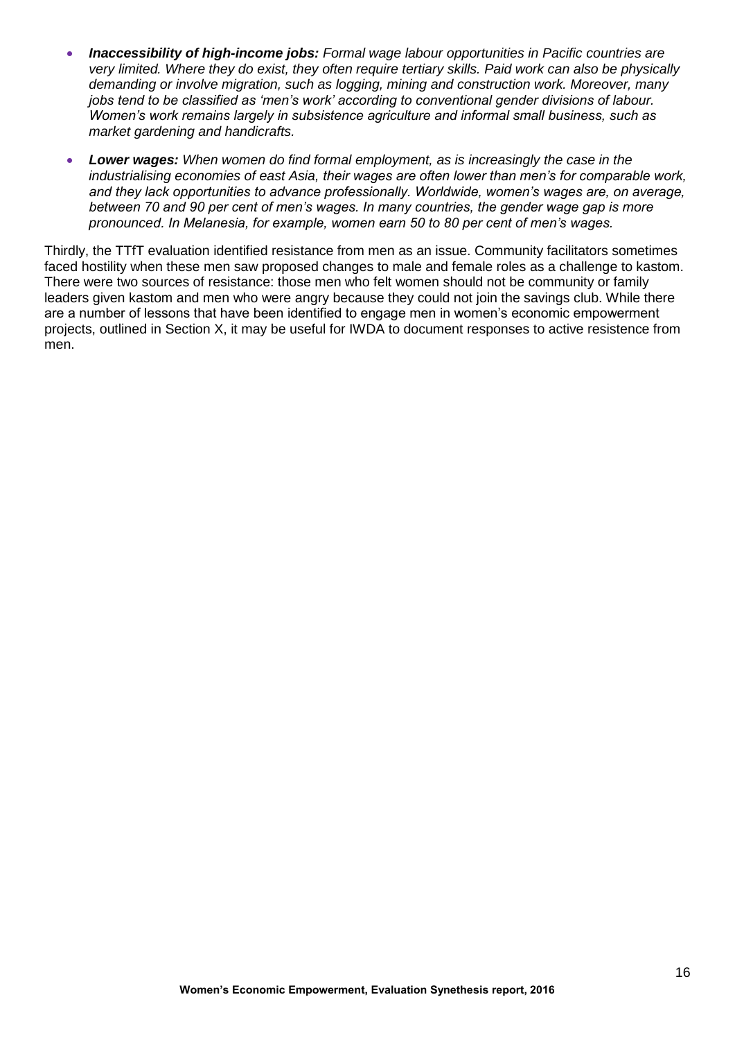- ***Inaccessibility of high-income jobs:*** *Formal wage labour opportunities in Pacific countries are very limited. Where they do exist, they often require tertiary skills. Paid work can also be physically demanding or involve migration, such as logging, mining and construction work. Moreover, many jobs tend to be classified as 'men's work' according to conventional gender divisions of labour. Women's work remains largely in subsistence agriculture and informal small business, such as market gardening and handicrafts.*
- ***Lower wages:*** *When women do find formal employment, as is increasingly the case in the industrialising economies of east Asia, their wages are often lower than men's for comparable work, and they lack opportunities to advance professionally. Worldwide, women's wages are, on average, between 70 and 90 per cent of men's wages. In many countries, the gender wage gap is more pronounced. In Melanesia, for example, women earn 50 to 80 per cent of men's wages.*

Thirdly, the TTfT evaluation identified resistance from men as an issue. Community facilitators sometimes faced hostility when these men saw proposed changes to male and female roles as a challenge to kastom. There were two sources of resistance: those men who felt women should not be community or family leaders given kastom and men who were angry because they could not join the savings club. While there are a number of lessons that have been identified to engage men in women's economic empowerment projects, outlined in Section X, it may be useful for IWDA to document responses to active resistence from men.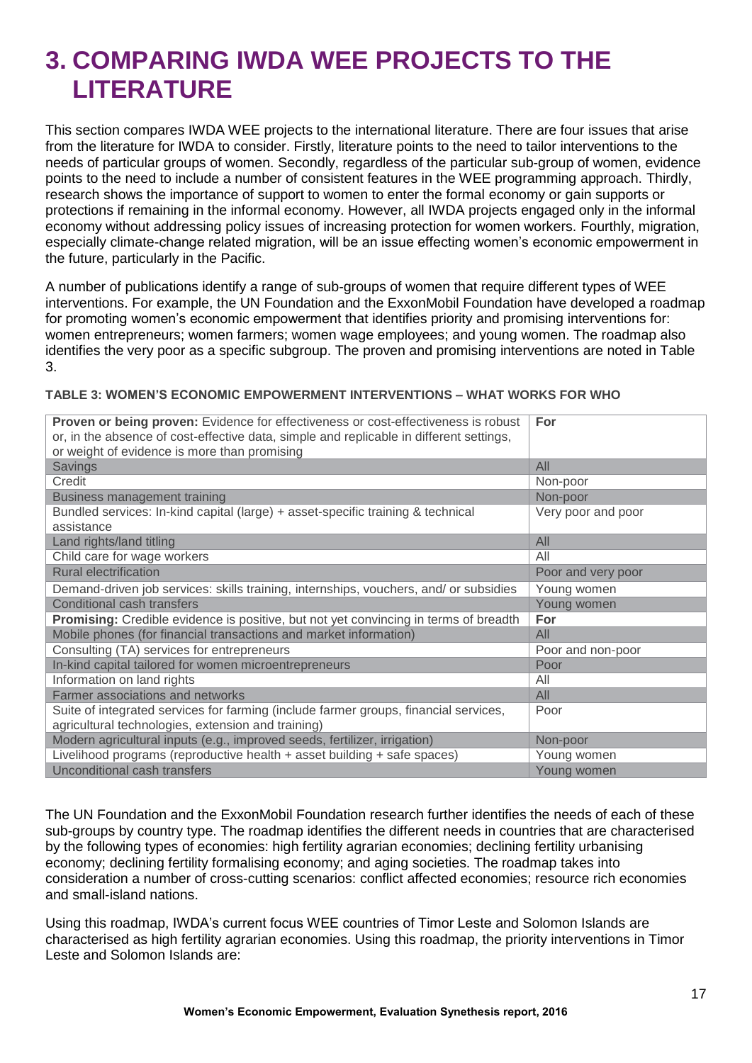# 3. COMPARING IWDA WEE PROJECTS TO THE LITERATURE

This section compares IWDA WEE projects to the international literature. There are four issues that arise from the literature for IWDA to consider. Firstly, literature points to the need to tailor interventions to the needs of particular groups of women. Secondly, regardless of the particular sub-group of women, evidence points to the need to include a number of consistent features in the WEE programming approach. Thirdly, research shows the importance of support to women to enter the formal economy or gain supports or protections if remaining in the informal economy. However, all IWDA projects engaged only in the informal economy without addressing policy issues of increasing protection for women workers. Fourthly, migration, especially climate-change related migration, will be an issue effecting women's economic empowerment in the future, particularly in the Pacific.

A number of publications identify a range of sub-groups of women that require different types of WEE interventions. For example, the UN Foundation and the ExxonMobil Foundation have developed a roadmap for promoting women's economic empowerment that identifies priority and promising interventions for: women entrepreneurs; women farmers; women wage employees; and young women. The roadmap also identifies the very poor as a specific subgroup. The proven and promising interventions are noted in Table 3.

**TABLE 3: WOMEN'S ECONOMIC EMPOWERMENT INTERVENTIONS – WHAT WORKS FOR WHO**

| **Proven or being proven:** Evidence for effectiveness or cost-effectiveness is robust or, in the absence of cost-effective data, simple and replicable in different settings, or weight of evidence is more than promising | **For** |
|---|---|
| Savings | All |
| Credit | Non-poor |
| Business management training | Non-poor |
| Bundled services: In-kind capital (large) + asset-specific training & technical assistance | Very poor and poor |
| Land rights/land titling | All |
| Child care for wage workers | All |
| Rural electrification | Poor and very poor |
| Demand-driven job services: skills training, internships, vouchers, and/ or subsidies | Young women |
| Conditional cash transfers | Young women |
| **Promising:** Credible evidence is positive, but not yet convincing in terms of breadth | **For** |
| Mobile phones (for financial transactions and market information) | All |
| Consulting (TA) services for entrepreneurs | Poor and non-poor |
| In-kind capital tailored for women microentrepreneurs | Poor |
| Information on land rights | All |
| Farmer associations and networks | All |
| Suite of integrated services for farming (include farmer groups, financial services, agricultural technologies, extension and training) | Poor |
| Modern agricultural inputs (e.g., improved seeds, fertilizer, irrigation) | Non-poor |
| Livelihood programs (reproductive health + asset building + safe spaces) | Young women |
| Unconditional cash transfers | Young women |

The UN Foundation and the ExxonMobil Foundation research further identifies the needs of each of these sub-groups by country type. The roadmap identifies the different needs in countries that are characterised by the following types of economies: high fertility agrarian economies; declining fertility urbanising economy; declining fertility formalising economy; and aging societies. The roadmap takes into consideration a number of cross-cutting scenarios: conflict affected economies; resource rich economies and small-island nations.

Using this roadmap, IWDA's current focus WEE countries of Timor Leste and Solomon Islands are characterised as high fertility agrarian economies. Using this roadmap, the priority interventions in Timor Leste and Solomon Islands are: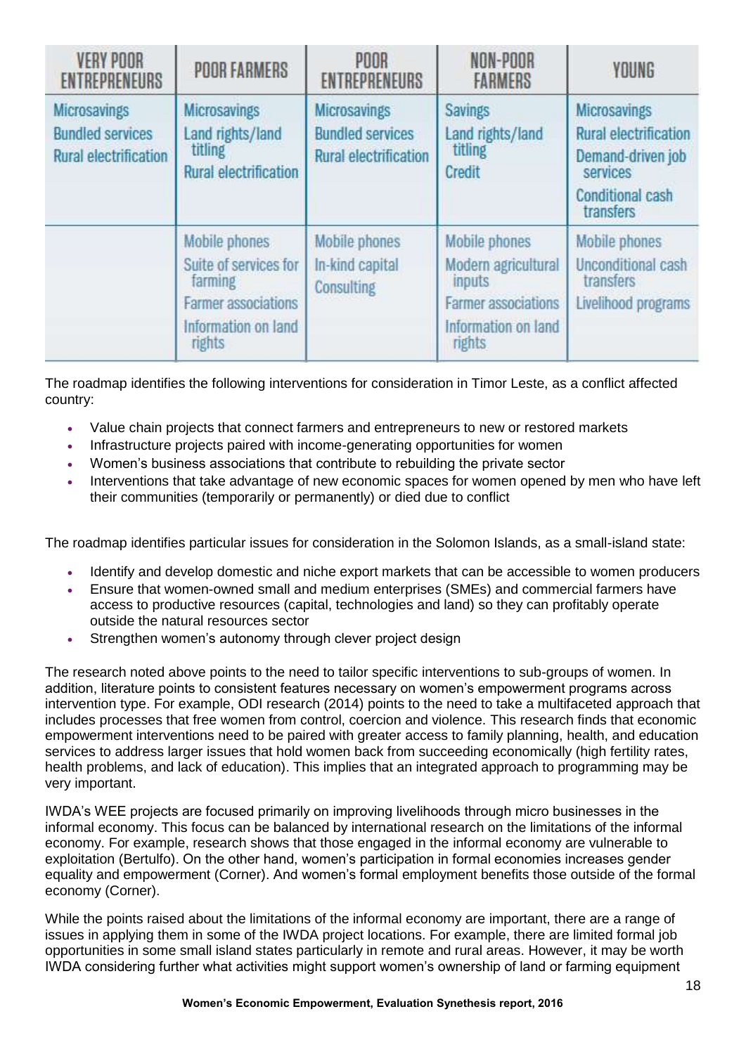| VERY POOR ENTREPRENEURS | POOR FARMERS | POOR ENTREPRENEURS | NON-POOR FARMERS | YOUNG |
|---|---|---|---|---|
| Microsavings<br>Bundled services<br>Rural electrification | Microsavings<br>Land rights/land titling<br>Rural electrification | Microsavings<br>Bundled services<br>Rural electrification | Savings<br>Land rights/land titling<br>Credit | Microsavings<br>Rural electrification<br>Demand-driven job services<br>Conditional cash transfers |
| | Mobile phones<br>Suite of services for farming<br>Farmer associations<br>Information on land rights | Mobile phones<br>In-kind capital<br>Consulting | Mobile phones<br>Modern agricultural inputs<br>Farmer associations<br>Information on land rights | Mobile phones<br>Unconditional cash transfers<br>Livelihood programs |

The roadmap identifies the following interventions for consideration in Timor Leste, as a conflict affected country:

- Value chain projects that connect farmers and entrepreneurs to new or restored markets
- Infrastructure projects paired with income-generating opportunities for women
- Women's business associations that contribute to rebuilding the private sector
- Interventions that take advantage of new economic spaces for women opened by men who have left their communities (temporarily or permanently) or died due to conflict

The roadmap identifies particular issues for consideration in the Solomon Islands, as a small-island state:

- Identify and develop domestic and niche export markets that can be accessible to women producers
- Ensure that women-owned small and medium enterprises (SMEs) and commercial farmers have access to productive resources (capital, technologies and land) so they can profitably operate outside the natural resources sector
- Strengthen women's autonomy through clever project design

The research noted above points to the need to tailor specific interventions to sub-groups of women. In addition, literature points to consistent features necessary on women's empowerment programs across intervention type. For example, ODI research (2014) points to the need to take a multifaceted approach that includes processes that free women from control, coercion and violence. This research finds that economic empowerment interventions need to be paired with greater access to family planning, health, and education services to address larger issues that hold women back from succeeding economically (high fertility rates, health problems, and lack of education). This implies that an integrated approach to programming may be very important.

IWDA's WEE projects are focused primarily on improving livelihoods through micro businesses in the informal economy. This focus can be balanced by international research on the limitations of the informal economy. For example, research shows that those engaged in the informal economy are vulnerable to exploitation (Bertulfo). On the other hand, women's participation in formal economies increases gender equality and empowerment (Corner). And women's formal employment benefits those outside of the formal economy (Corner).

While the points raised about the limitations of the informal economy are important, there are a range of issues in applying them in some of the IWDA project locations. For example, there are limited formal job opportunities in some small island states particularly in remote and rural areas. However, it may be worth IWDA considering further what activities might support women's ownership of land or farming equipment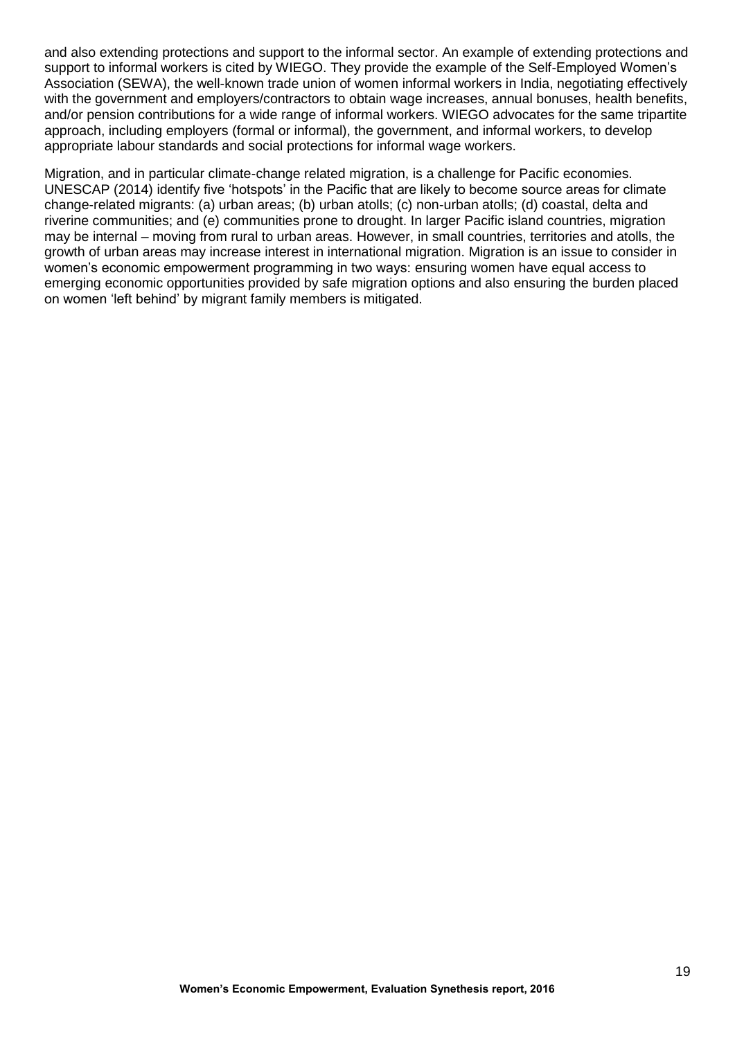and also extending protections and support to the informal sector. An example of extending protections and support to informal workers is cited by WIEGO. They provide the example of the Self-Employed Women's Association (SEWA), the well-known trade union of women informal workers in India, negotiating effectively with the government and employers/contractors to obtain wage increases, annual bonuses, health benefits, and/or pension contributions for a wide range of informal workers. WIEGO advocates for the same tripartite approach, including employers (formal or informal), the government, and informal workers, to develop appropriate labour standards and social protections for informal wage workers.

Migration, and in particular climate-change related migration, is a challenge for Pacific economies. UNESCAP (2014) identify five 'hotspots' in the Pacific that are likely to become source areas for climate change-related migrants: (a) urban areas; (b) urban atolls; (c) non-urban atolls; (d) coastal, delta and riverine communities; and (e) communities prone to drought. In larger Pacific island countries, migration may be internal – moving from rural to urban areas. However, in small countries, territories and atolls, the growth of urban areas may increase interest in international migration. Migration is an issue to consider in women's economic empowerment programming in two ways: ensuring women have equal access to emerging economic opportunities provided by safe migration options and also ensuring the burden placed on women 'left behind' by migrant family members is mitigated.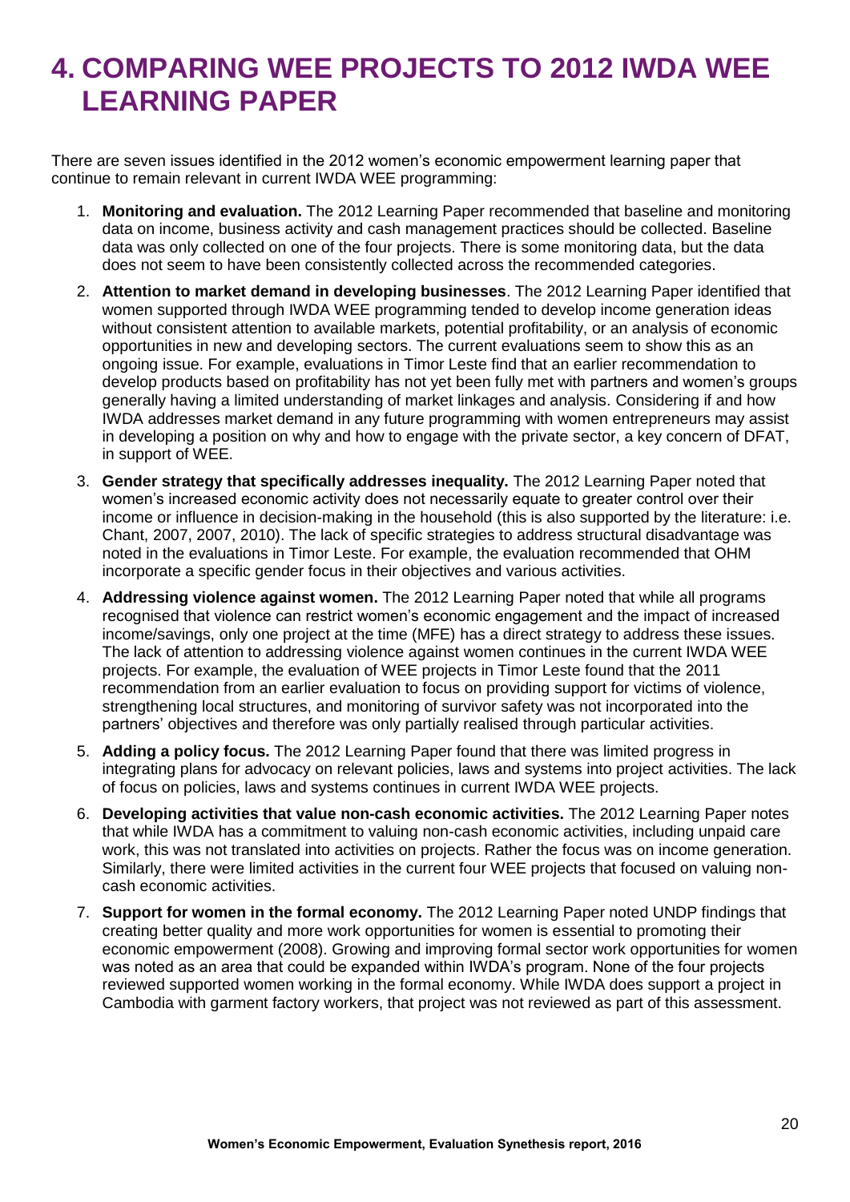# 4. COMPARING WEE PROJECTS TO 2012 IWDA WEE LEARNING PAPER

There are seven issues identified in the 2012 women's economic empowerment learning paper that continue to remain relevant in current IWDA WEE programming:

1. **Monitoring and evaluation.** The 2012 Learning Paper recommended that baseline and monitoring data on income, business activity and cash management practices should be collected. Baseline data was only collected on one of the four projects. There is some monitoring data, but the data does not seem to have been consistently collected across the recommended categories.
2. **Attention to market demand in developing businesses**. The 2012 Learning Paper identified that women supported through IWDA WEE programming tended to develop income generation ideas without consistent attention to available markets, potential profitability, or an analysis of economic opportunities in new and developing sectors. The current evaluations seem to show this as an ongoing issue. For example, evaluations in Timor Leste find that an earlier recommendation to develop products based on profitability has not yet been fully met with partners and women's groups generally having a limited understanding of market linkages and analysis. Considering if and how IWDA addresses market demand in any future programming with women entrepreneurs may assist in developing a position on why and how to engage with the private sector, a key concern of DFAT, in support of WEE.
3. **Gender strategy that specifically addresses inequality.** The 2012 Learning Paper noted that women's increased economic activity does not necessarily equate to greater control over their income or influence in decision-making in the household (this is also supported by the literature: i.e. Chant, 2007, 2007, 2010). The lack of specific strategies to address structural disadvantage was noted in the evaluations in Timor Leste. For example, the evaluation recommended that OHM incorporate a specific gender focus in their objectives and various activities.
4. **Addressing violence against women.** The 2012 Learning Paper noted that while all programs recognised that violence can restrict women's economic engagement and the impact of increased income/savings, only one project at the time (MFE) has a direct strategy to address these issues. The lack of attention to addressing violence against women continues in the current IWDA WEE projects. For example, the evaluation of WEE projects in Timor Leste found that the 2011 recommendation from an earlier evaluation to focus on providing support for victims of violence, strengthening local structures, and monitoring of survivor safety was not incorporated into the partners' objectives and therefore was only partially realised through particular activities.
5. **Adding a policy focus.** The 2012 Learning Paper found that there was limited progress in integrating plans for advocacy on relevant policies, laws and systems into project activities. The lack of focus on policies, laws and systems continues in current IWDA WEE projects.
6. **Developing activities that value non-cash economic activities.** The 2012 Learning Paper notes that while IWDA has a commitment to valuing non-cash economic activities, including unpaid care work, this was not translated into activities on projects. Rather the focus was on income generation. Similarly, there were limited activities in the current four WEE projects that focused on valuing non-cash economic activities.
7. **Support for women in the formal economy.** The 2012 Learning Paper noted UNDP findings that creating better quality and more work opportunities for women is essential to promoting their economic empowerment (2008). Growing and improving formal sector work opportunities for women was noted as an area that could be expanded within IWDA's program. None of the four projects reviewed supported women working in the formal economy. While IWDA does support a project in Cambodia with garment factory workers, that project was not reviewed as part of this assessment.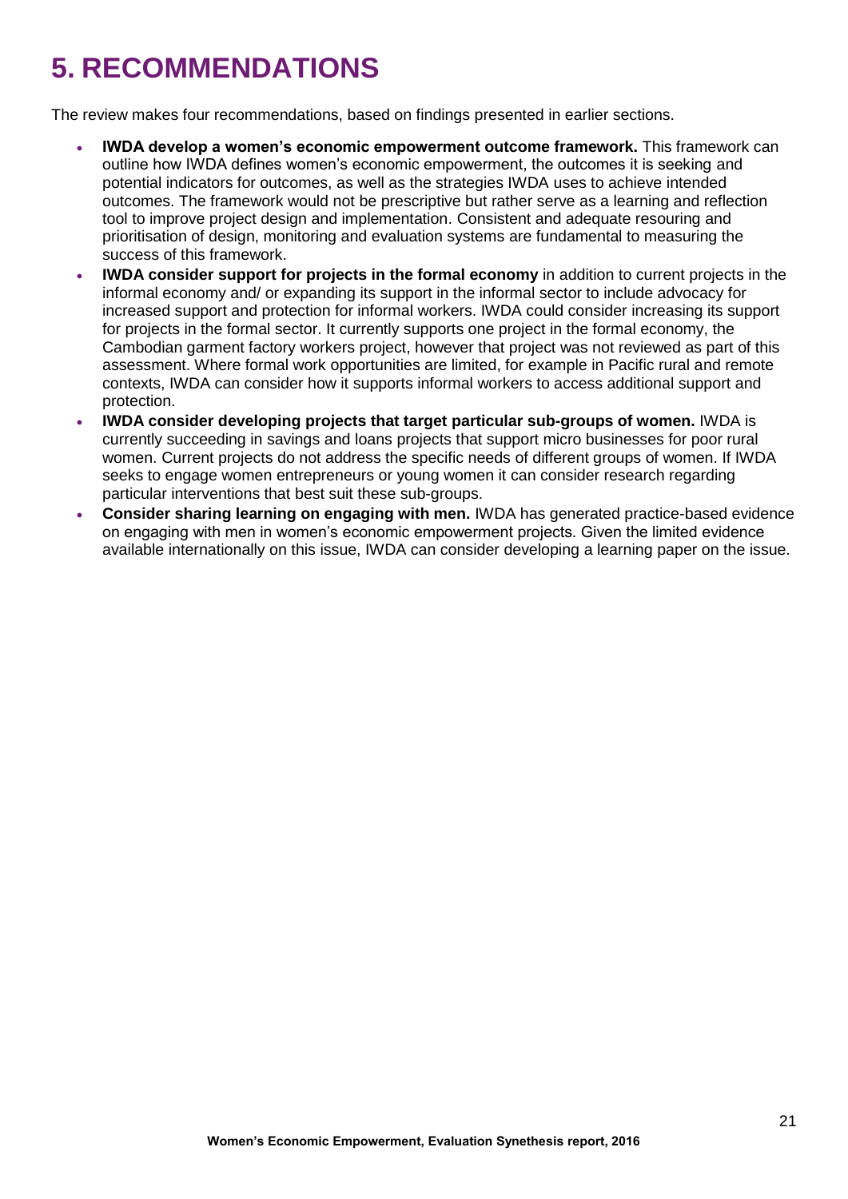# 5. RECOMMENDATIONS

The review makes four recommendations, based on findings presented in earlier sections.

- **IWDA develop a women's economic empowerment outcome framework.** This framework can outline how IWDA defines women's economic empowerment, the outcomes it is seeking and potential indicators for outcomes, as well as the strategies IWDA uses to achieve intended outcomes. The framework would not be prescriptive but rather serve as a learning and reflection tool to improve project design and implementation. Consistent and adequate resouring and prioritisation of design, monitoring and evaluation systems are fundamental to measuring the success of this framework.
- **IWDA consider support for projects in the formal economy** in addition to current projects in the informal economy and/ or expanding its support in the informal sector to include advocacy for increased support and protection for informal workers. IWDA could consider increasing its support for projects in the formal sector. It currently supports one project in the formal economy, the Cambodian garment factory workers project, however that project was not reviewed as part of this assessment. Where formal work opportunities are limited, for example in Pacific rural and remote contexts, IWDA can consider how it supports informal workers to access additional support and protection.
- **IWDA consider developing projects that target particular sub-groups of women.** IWDA is currently succeeding in savings and loans projects that support micro businesses for poor rural women. Current projects do not address the specific needs of different groups of women. If IWDA seeks to engage women entrepreneurs or young women it can consider research regarding particular interventions that best suit these sub-groups.
- **Consider sharing learning on engaging with men.** IWDA has generated practice-based evidence on engaging with men in women's economic empowerment projects. Given the limited evidence available internationally on this issue, IWDA can consider developing a learning paper on the issue.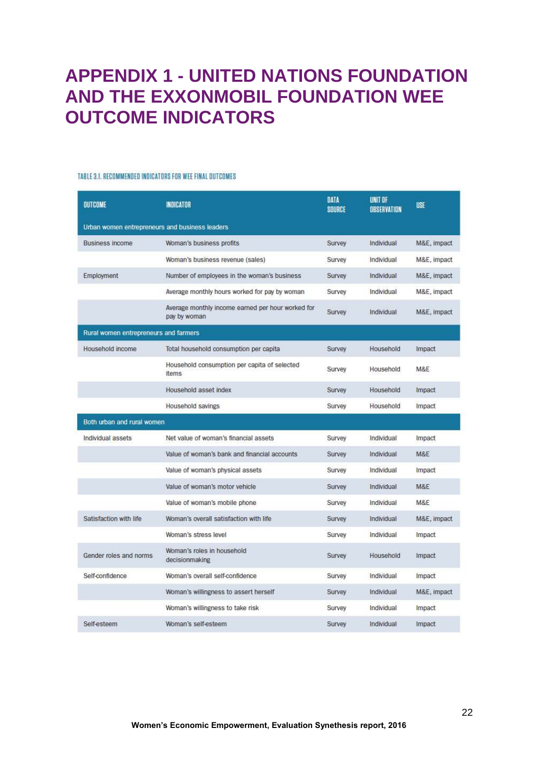# APPENDIX 1 - UNITED NATIONS FOUNDATION AND THE EXXONMOBIL FOUNDATION WEE OUTCOME INDICATORS

TABLE 3.1. RECOMMENDED INDICATORS FOR WEE FINAL OUTCOMES

| OUTCOME | INDICATOR | DATA SOURCE | UNIT OF OBSERVATION | USE |
|---|---|---|---|---|
| Urban women entrepreneurs and business leaders | | | | |
| Business income | Woman's business profits | Survey | Individual | M&E, impact |
| | Woman's business revenue (sales) | Survey | Individual | M&E, impact |
| Employment | Number of employees in the woman's business | Survey | Individual | M&E, impact |
| | Average monthly hours worked for pay by woman | Survey | Individual | M&E, impact |
| | Average monthly income earned per hour worked for pay by woman | Survey | Individual | M&E, impact |
| Rural women entrepreneurs and farmers | | | | |
| Household income | Total household consumption per capita | Survey | Household | Impact |
| | Household consumption per capita of selected items | Survey | Household | M&E |
| | Household asset index | Survey | Household | Impact |
| | Household savings | Survey | Household | Impact |
| Both urban and rural women | | | | |
| Individual assets | Net value of woman's financial assets | Survey | Individual | Impact |
| | Value of woman's bank and financial accounts | Survey | Individual | M&E |
| | Value of woman's physical assets | Survey | Individual | Impact |
| | Value of woman's motor vehicle | Survey | Individual | M&E |
| | Value of woman's mobile phone | Survey | Individual | M&E |
| Satisfaction with life | Woman's overall satisfaction with life | Survey | Individual | M&E, impact |
| | Woman's stress level | Survey | Individual | Impact |
| Gender roles and norms | Woman's roles in household decisionmaking | Survey | Household | Impact |
| Self-confidence | Woman's overall self-confidence | Survey | Individual | Impact |
| | Woman's willingness to assert herself | Survey | Individual | M&E, impact |
| | Woman's willingness to take risk | Survey | Individual | Impact |
| Self-esteem | Woman's self-esteem | Survey | Individual | Impact |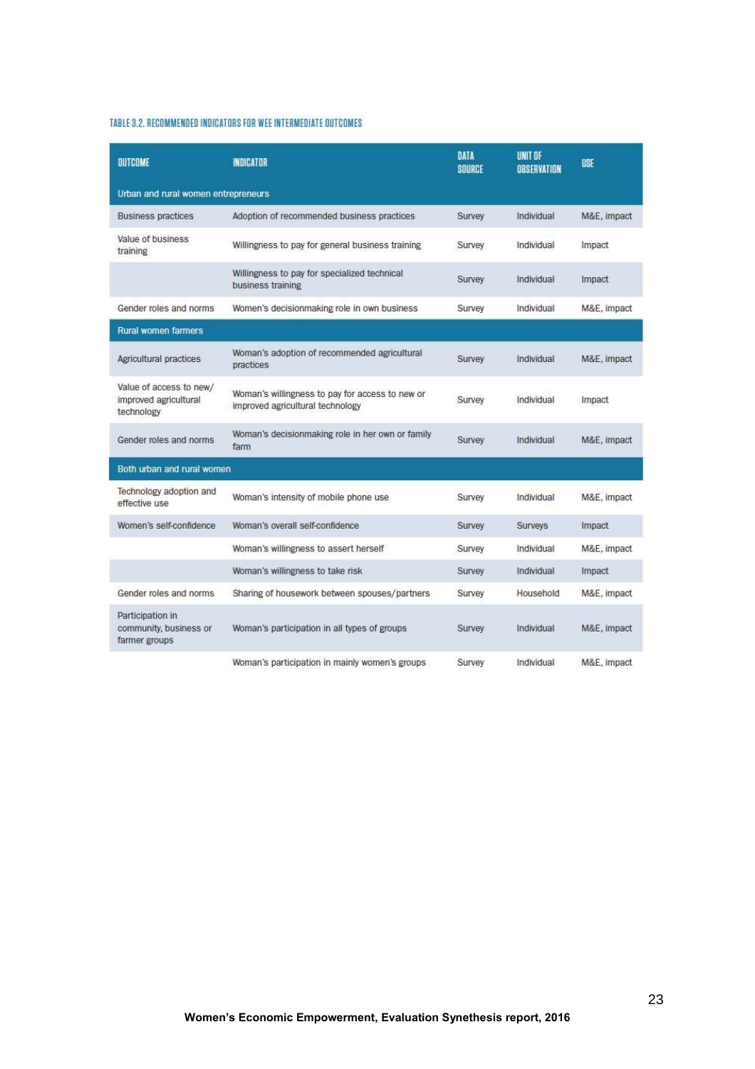TABLE 3.2. RECOMMENDED INDICATORS FOR WEE INTERMEDIATE OUTCOMES

| OUTCOME | INDICATOR | DATA SOURCE | UNIT OF OBSERVATION | USE |
|---|---|---|---|---|
| Urban and rural women entrepreneurs | | | | |
| Business practices | Adoption of recommended business practices | Survey | Individual | M&E, impact |
| Value of business training | Willingness to pay for general business training | Survey | Individual | Impact |
| | Willingness to pay for specialized technical business training | Survey | Individual | Impact |
| Gender roles and norms | Women's decisionmaking role in own business | Survey | Individual | M&E, impact |
| Rural women farmers | | | | |
| Agricultural practices | Woman's adoption of recommended agricultural practices | Survey | Individual | M&E, impact |
| Value of access to new/ improved agricultural technology | Woman's willingness to pay for access to new or improved agricultural technology | Survey | Individual | Impact |
| Gender roles and norms | Woman's decisionmaking role in her own or family farm | Survey | Individual | M&E, impact |
| Both urban and rural women | | | | |
| Technology adoption and effective use | Woman's intensity of mobile phone use | Survey | Individual | M&E, impact |
| Women's self-confidence | Woman's overall self-confidence | Survey | Surveys | Impact |
| | Woman's willingness to assert herself | Survey | Individual | M&E, impact |
| | Woman's willingness to take risk | Survey | Individual | Impact |
| Gender roles and norms | Sharing of housework between spouses/partners | Survey | Household | M&E, impact |
| Participation in community, business or farmer groups | Woman's participation in all types of groups | Survey | Individual | M&E, impact |
| | Woman's participation in mainly women's groups | Survey | Individual | M&E, impact |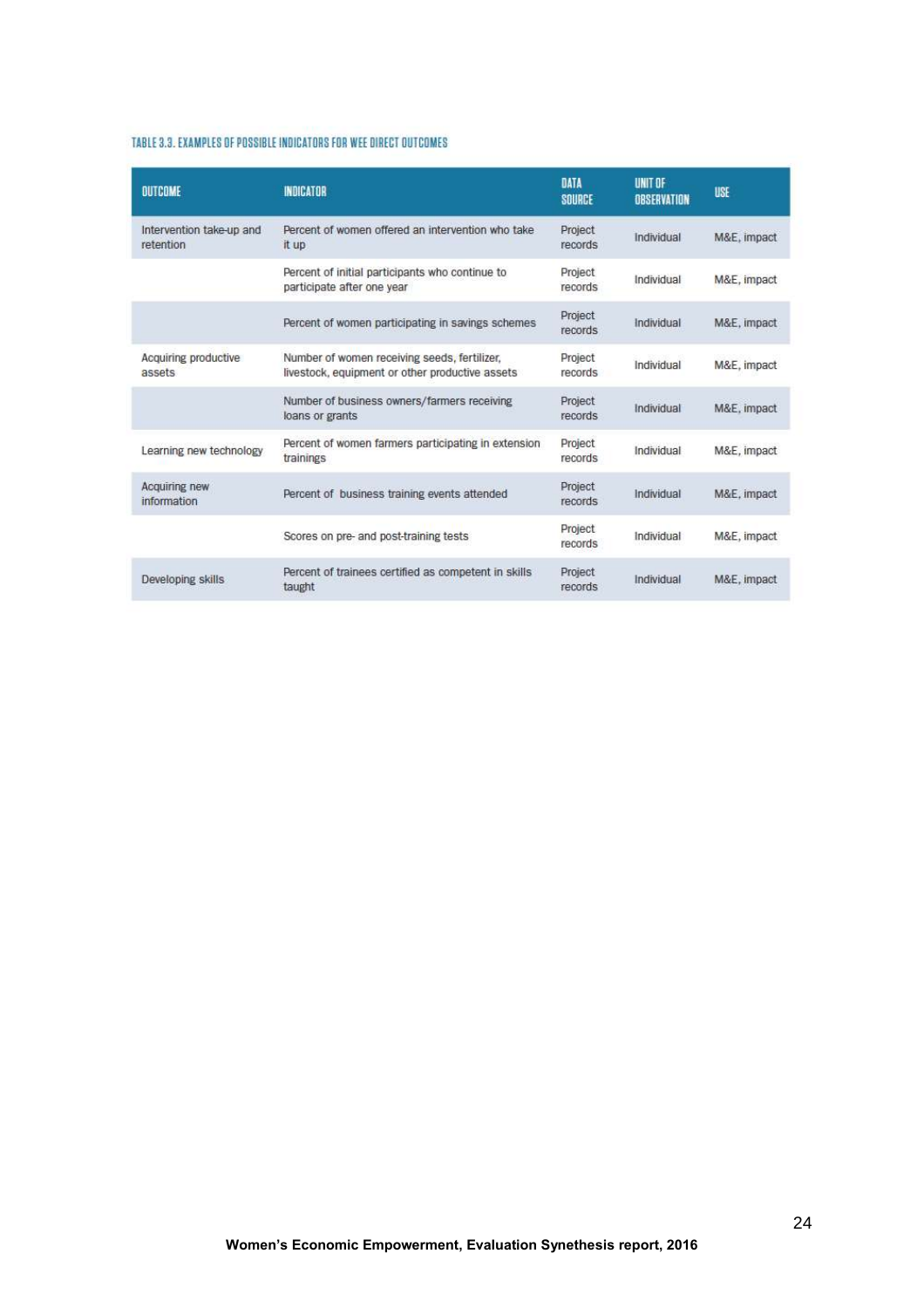TABLE 3.3. EXAMPLES OF POSSIBLE INDICATORS FOR WEE DIRECT OUTCOMES

| OUTCOME | INDICATOR | DATA SOURCE | UNIT OF OBSERVATION | USE |
|---|---|---|---|---|
| Intervention take-up and retention | Percent of women offered an intervention who take it up | Project records | Individual | M&E, impact |
| | Percent of initial participants who continue to participate after one year | Project records | Individual | M&E, impact |
| | Percent of women participating in savings schemes | Project records | Individual | M&E, impact |
| Acquiring productive assets | Number of women receiving seeds, fertilizer, livestock, equipment or other productive assets | Project records | Individual | M&E, impact |
| | Number of business owners/farmers receiving loans or grants | Project records | Individual | M&E, impact |
| Learning new technology | Percent of women farmers participating in extension trainings | Project records | Individual | M&E, impact |
| Acquiring new information | Percent of business training events attended | Project records | Individual | M&E, impact |
| | Scores on pre- and post-training tests | Project records | Individual | M&E, impact |
| Developing skills | Percent of trainees certified as competent in skills taught | Project records | Individual | M&E, impact |

**Women's Economic Empowerment, Evaluation Synthesis report, 2016**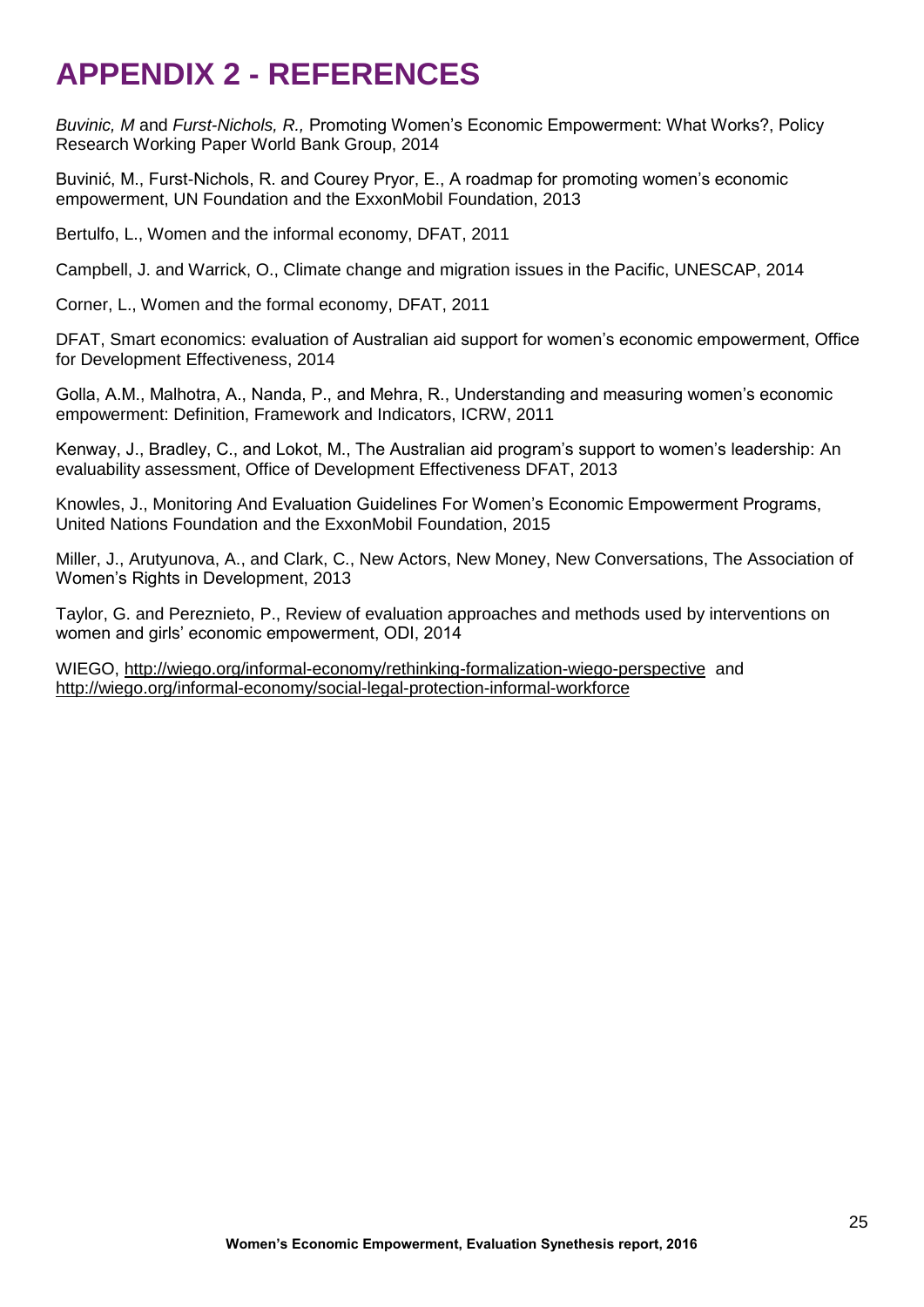# APPENDIX 2 - REFERENCES

*Buvinic, M* and *Furst-Nichols, R.,* Promoting Women's Economic Empowerment: What Works?, Policy Research Working Paper World Bank Group, 2014

Buvinić, M., Furst-Nichols, R. and Courey Pryor, E., A roadmap for promoting women's economic empowerment, UN Foundation and the ExxonMobil Foundation, 2013

Bertulfo, L., Women and the informal economy, DFAT, 2011

Campbell, J. and Warrick, O., Climate change and migration issues in the Pacific, UNESCAP, 2014

Corner, L., Women and the formal economy, DFAT, 2011

DFAT, Smart economics: evaluation of Australian aid support for women's economic empowerment, Office for Development Effectiveness, 2014

Golla, A.M., Malhotra, A., Nanda, P., and Mehra, R., Understanding and measuring women's economic empowerment: Definition, Framework and Indicators, ICRW, 2011

Kenway, J., Bradley, C., and Lokot, M., The Australian aid program's support to women's leadership: An evaluability assessment, Office of Development Effectiveness DFAT, 2013

Knowles, J., Monitoring And Evaluation Guidelines For Women's Economic Empowerment Programs, United Nations Foundation and the ExxonMobil Foundation, 2015

Miller, J., Arutyunova, A., and Clark, C., New Actors, New Money, New Conversations, The Association of Women's Rights in Development, 2013

Taylor, G. and Pereznieto, P., Review of evaluation approaches and methods used by interventions on women and girls' economic empowerment, ODI, 2014

WIEGO, http://wiego.org/informal-economy/rethinking-formalization-wiego-perspective and http://wiego.org/informal-economy/social-legal-protection-informal-workforce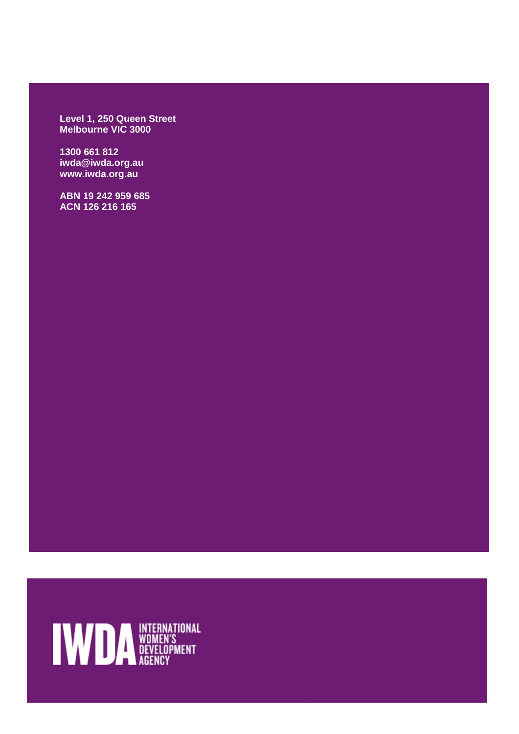**Level 1, 250 Queen Street**
**Melbourne VIC 3000**

**1300 661 812**
**iwda@iwda.org.au**
**www.iwda.org.au**

**ABN 19 242 959 685**
**ACN 126 216 165**

IWDA INTERNATIONAL WOMEN'S DEVELOPMENT AGENCY